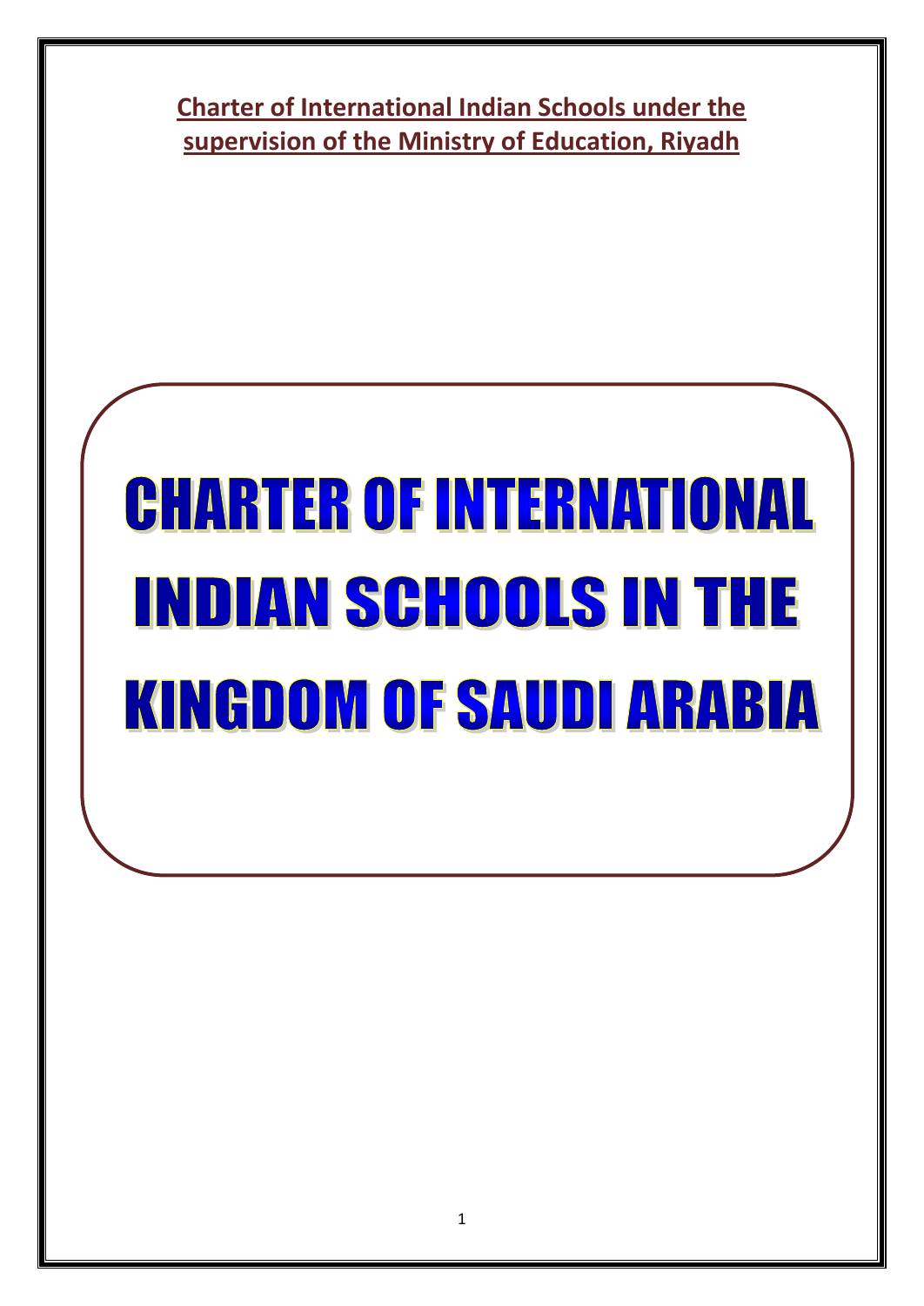**Charter of International Indian Schools under the supervision of the Ministry of Education, Riyadh**

# CHARTER OF INTERNATIONAL INDIAN SCHOOLS IN THE KINGDOM OF SAUDI ARABIA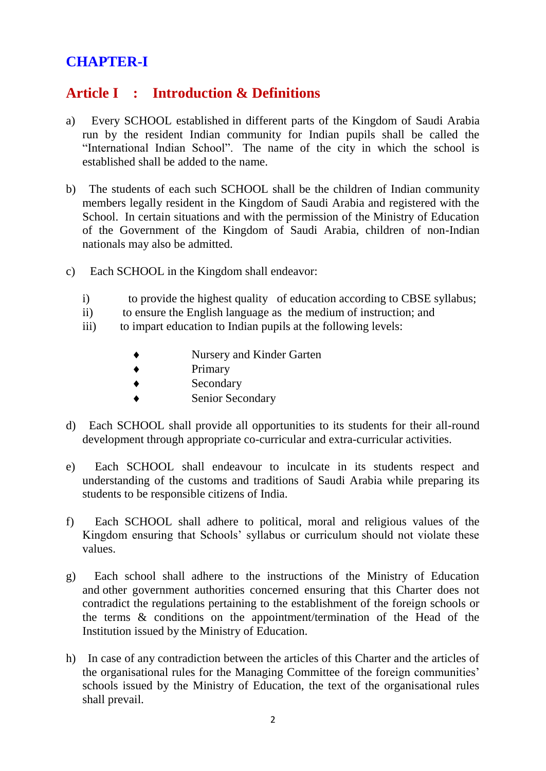# CHAPTER-I

## Article I : Introduction & Definitions

a) Every SCHOOL established in different parts of the Kingdom of Saudi Arabia run by the resident Indian community for Indian pupils shall be called the "International Indian School". The name of the city in which the school is established shall be added to the name.

b) The students of each such SCHOOL shall be the children of Indian community members legally resident in the Kingdom of Saudi Arabia and registered with the School. In certain situations and with the permission of the Ministry of Education of the Government of the Kingdom of Saudi Arabia, children of non-Indian nationals may also be admitted.

c) Each SCHOOL in the Kingdom shall endeavor:

   i) to provide the highest quality of education according to CBSE syllabus;
   ii) to ensure the English language as the medium of instruction; and
   iii) to impart education to Indian pupils at the following levels:

      - Nursery and Kinder Garten
      - Primary
      - Secondary
      - Senior Secondary

d) Each SCHOOL shall provide all opportunities to its students for their all-round development through appropriate co-curricular and extra-curricular activities.

e) Each SCHOOL shall endeavour to inculcate in its students respect and understanding of the customs and traditions of Saudi Arabia while preparing its students to be responsible citizens of India.

f) Each SCHOOL shall adhere to political, moral and religious values of the Kingdom ensuring that Schools' syllabus or curriculum should not violate these values.

g) Each school shall adhere to the instructions of the Ministry of Education and other government authorities concerned ensuring that this Charter does not contradict the regulations pertaining to the establishment of the foreign schools or the terms & conditions on the appointment/termination of the Head of the Institution issued by the Ministry of Education.

h) In case of any contradiction between the articles of this Charter and the articles of the organisational rules for the Managing Committee of the foreign communities' schools issued by the Ministry of Education, the text of the organisational rules shall prevail.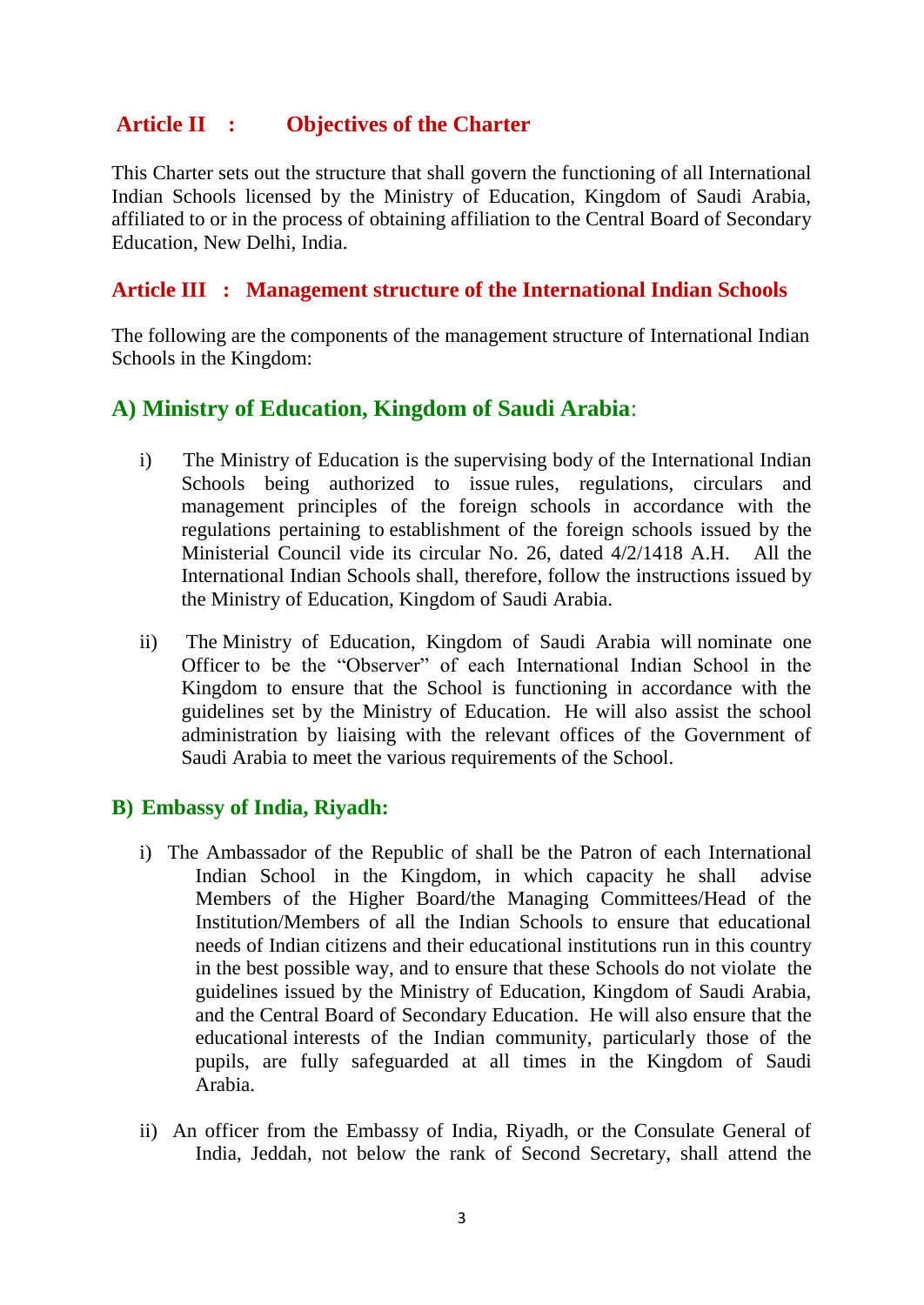## Article II : Objectives of the Charter

This Charter sets out the structure that shall govern the functioning of all International Indian Schools licensed by the Ministry of Education, Kingdom of Saudi Arabia, affiliated to or in the process of obtaining affiliation to the Central Board of Secondary Education, New Delhi, India.

## Article III : Management structure of the International Indian Schools

The following are the components of the management structure of International Indian Schools in the Kingdom:

### A) Ministry of Education, Kingdom of Saudi Arabia:

i) The Ministry of Education is the supervising body of the International Indian Schools being authorized to issue rules, regulations, circulars and management principles of the foreign schools in accordance with the regulations pertaining to establishment of the foreign schools issued by the Ministerial Council vide its circular No. 26, dated 4/2/1418 A.H. All the International Indian Schools shall, therefore, follow the instructions issued by the Ministry of Education, Kingdom of Saudi Arabia.

ii) The Ministry of Education, Kingdom of Saudi Arabia will nominate one Officer to be the "Observer" of each International Indian School in the Kingdom to ensure that the School is functioning in accordance with the guidelines set by the Ministry of Education. He will also assist the school administration by liaising with the relevant offices of the Government of Saudi Arabia to meet the various requirements of the School.

### B) Embassy of India, Riyadh:

i) The Ambassador of the Republic of shall be the Patron of each International Indian School in the Kingdom, in which capacity he shall advise Members of the Higher Board/the Managing Committees/Head of the Institution/Members of all the Indian Schools to ensure that educational needs of Indian citizens and their educational institutions run in this country in the best possible way, and to ensure that these Schools do not violate the guidelines issued by the Ministry of Education, Kingdom of Saudi Arabia, and the Central Board of Secondary Education. He will also ensure that the educational interests of the Indian community, particularly those of the pupils, are fully safeguarded at all times in the Kingdom of Saudi Arabia.

ii) An officer from the Embassy of India, Riyadh, or the Consulate General of India, Jeddah, not below the rank of Second Secretary, shall attend the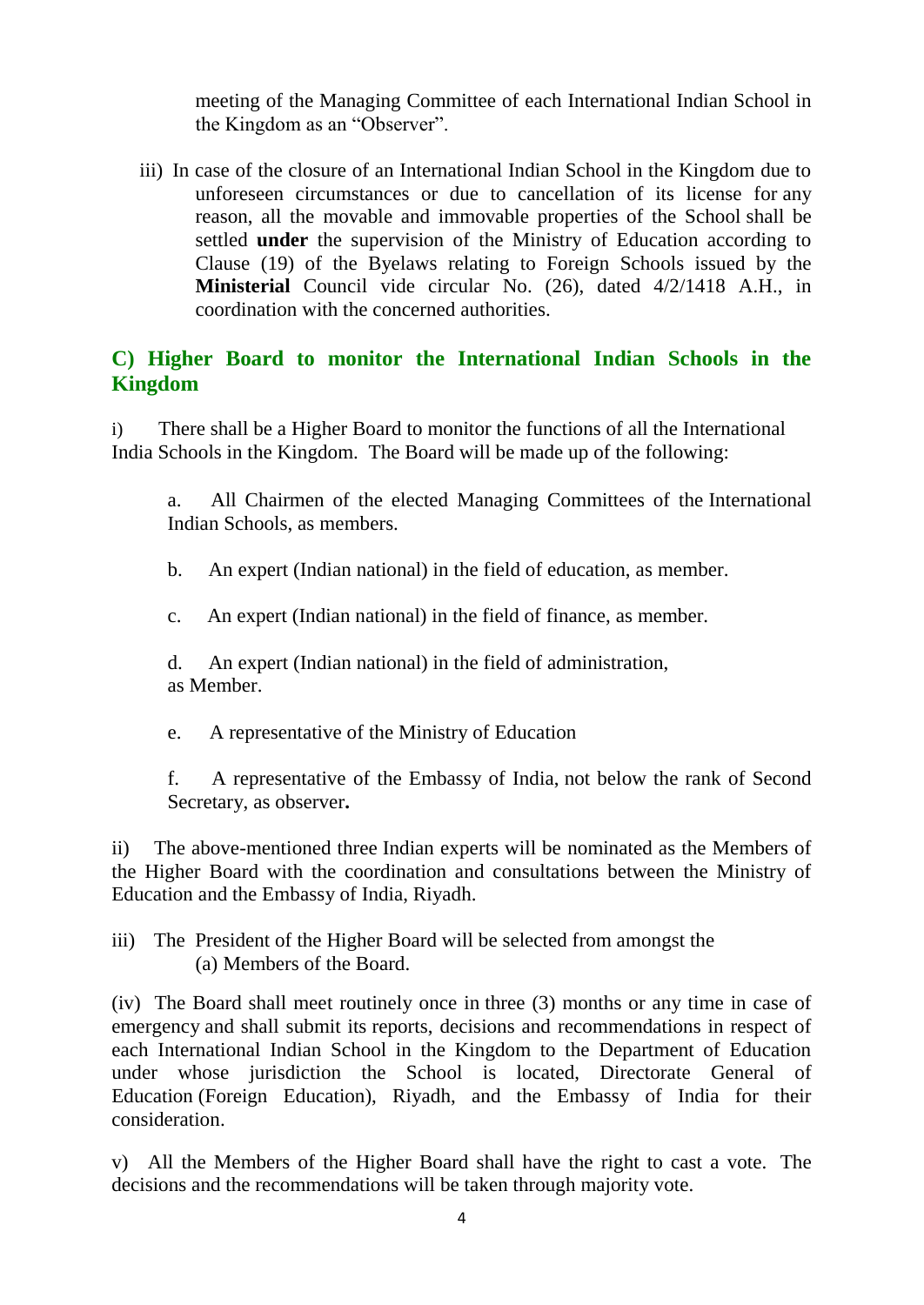meeting of the Managing Committee of each International Indian School in the Kingdom as an "Observer".

iii) In case of the closure of an International Indian School in the Kingdom due to unforeseen circumstances or due to cancellation of its license for any reason, all the movable and immovable properties of the School shall be settled **under** the supervision of the Ministry of Education according to Clause (19) of the Byelaws relating to Foreign Schools issued by the **Ministerial** Council vide circular No. (26), dated 4/2/1418 A.H., in coordination with the concerned authorities.

## C) Higher Board to monitor the International Indian Schools in the Kingdom

i) There shall be a Higher Board to monitor the functions of all the International India Schools in the Kingdom. The Board will be made up of the following:

a. All Chairmen of the elected Managing Committees of the International Indian Schools, as members.

b. An expert (Indian national) in the field of education, as member.

c. An expert (Indian national) in the field of finance, as member.

d. An expert (Indian national) in the field of administration, as Member.

e. A representative of the Ministry of Education

f. A representative of the Embassy of India, not below the rank of Second Secretary, as observer**.**

ii) The above-mentioned three Indian experts will be nominated as the Members of the Higher Board with the coordination and consultations between the Ministry of Education and the Embassy of India, Riyadh.

iii) The President of the Higher Board will be selected from amongst the (a) Members of the Board.

(iv) The Board shall meet routinely once in three (3) months or any time in case of emergency and shall submit its reports, decisions and recommendations in respect of each International Indian School in the Kingdom to the Department of Education under whose jurisdiction the School is located, Directorate General of Education (Foreign Education), Riyadh, and the Embassy of India for their consideration.

v) All the Members of the Higher Board shall have the right to cast a vote. The decisions and the recommendations will be taken through majority vote.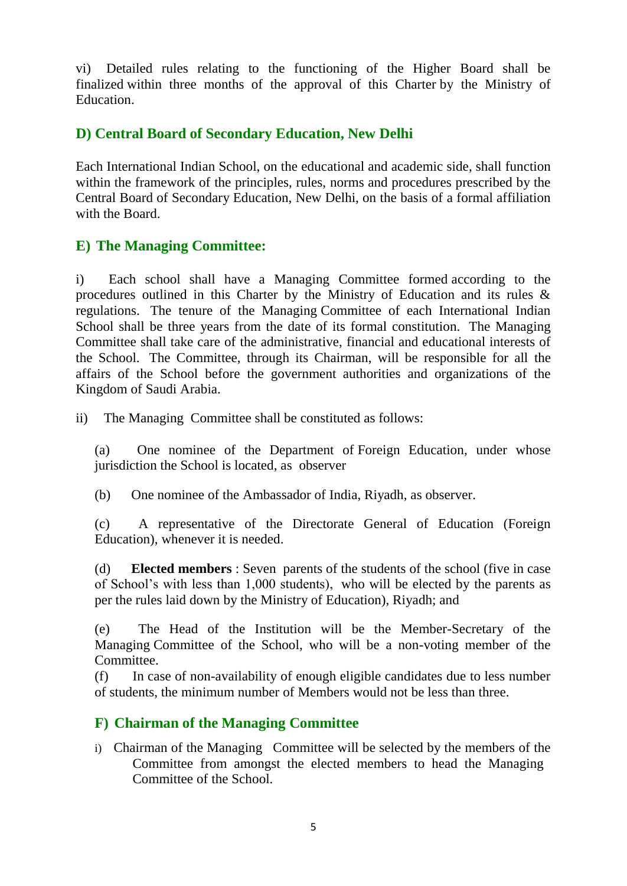vi) Detailed rules relating to the functioning of the Higher Board shall be finalized within three months of the approval of this Charter by the Ministry of Education.

## D) Central Board of Secondary Education, New Delhi

Each International Indian School, on the educational and academic side, shall function within the framework of the principles, rules, norms and procedures prescribed by the Central Board of Secondary Education, New Delhi, on the basis of a formal affiliation with the Board.

## E) The Managing Committee:

i) Each school shall have a Managing Committee formed according to the procedures outlined in this Charter by the Ministry of Education and its rules & regulations. The tenure of the Managing Committee of each International Indian School shall be three years from the date of its formal constitution. The Managing Committee shall take care of the administrative, financial and educational interests of the School. The Committee, through its Chairman, will be responsible for all the affairs of the School before the government authorities and organizations of the Kingdom of Saudi Arabia.

ii) The Managing Committee shall be constituted as follows:

(a) One nominee of the Department of Foreign Education, under whose jurisdiction the School is located, as observer

(b) One nominee of the Ambassador of India, Riyadh, as observer.

(c) A representative of the Directorate General of Education (Foreign Education), whenever it is needed.

(d) **Elected members** : Seven parents of the students of the school (five in case of School's with less than 1,000 students), who will be elected by the parents as per the rules laid down by the Ministry of Education), Riyadh; and

(e) The Head of the Institution will be the Member-Secretary of the Managing Committee of the School, who will be a non-voting member of the Committee.

(f) In case of non-availability of enough eligible candidates due to less number of students, the minimum number of Members would not be less than three.

## F) Chairman of the Managing Committee

i) Chairman of the Managing Committee will be selected by the members of the Committee from amongst the elected members to head the Managing Committee of the School.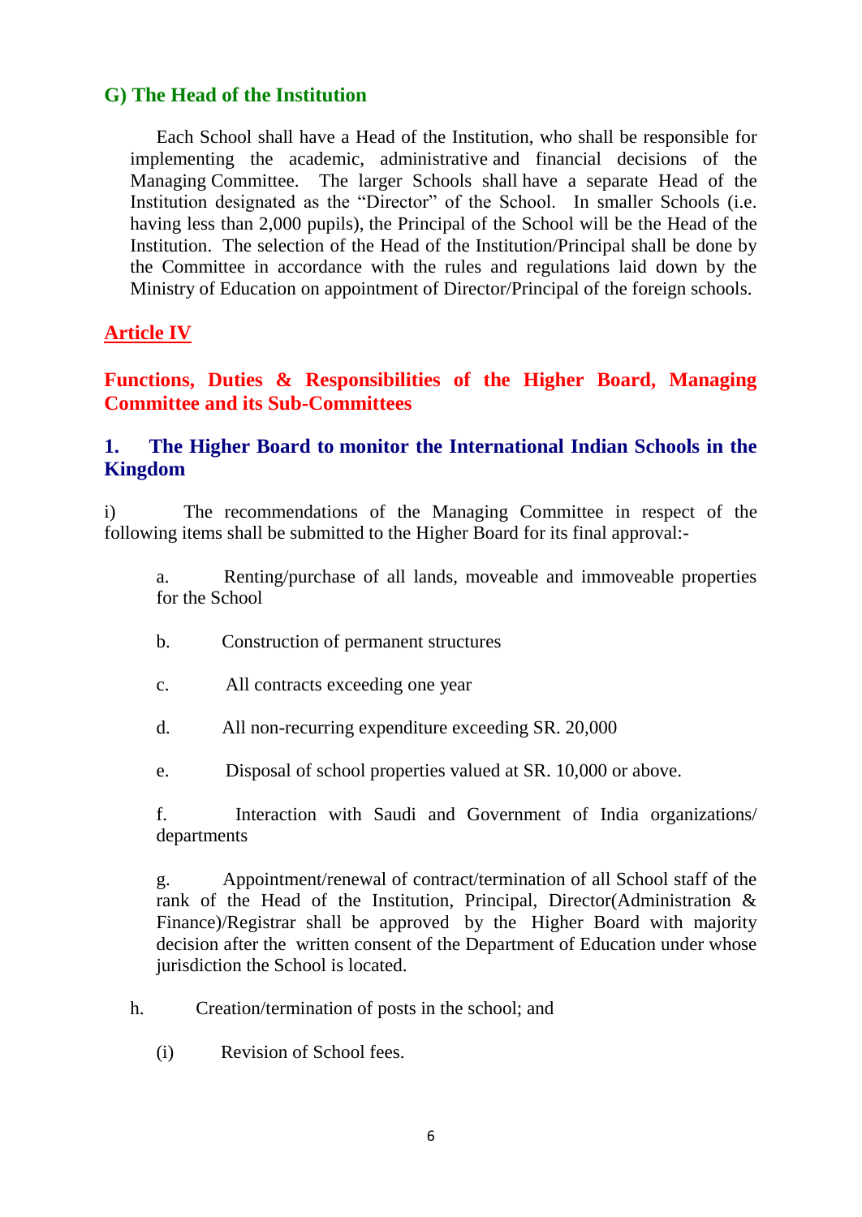## G) The Head of the Institution

Each School shall have a Head of the Institution, who shall be responsible for implementing the academic, administrative and financial decisions of the Managing Committee. The larger Schools shall have a separate Head of the Institution designated as the "Director" of the School. In smaller Schools (i.e. having less than 2,000 pupils), the Principal of the School will be the Head of the Institution. The selection of the Head of the Institution/Principal shall be done by the Committee in accordance with the rules and regulations laid down by the Ministry of Education on appointment of Director/Principal of the foreign schools.

## Article IV

## Functions, Duties & Responsibilities of the Higher Board, Managing Committee and its Sub-Committees

### 1. The Higher Board to monitor the International Indian Schools in the Kingdom

i) The recommendations of the Managing Committee in respect of the following items shall be submitted to the Higher Board for its final approval:-

a. Renting/purchase of all lands, moveable and immoveable properties for the School

b. Construction of permanent structures

c. All contracts exceeding one year

d. All non-recurring expenditure exceeding SR. 20,000

e. Disposal of school properties valued at SR. 10,000 or above.

f. Interaction with Saudi and Government of India organizations/ departments

g. Appointment/renewal of contract/termination of all School staff of the rank of the Head of the Institution, Principal, Director(Administration & Finance)/Registrar shall be approved by the Higher Board with majority decision after the written consent of the Department of Education under whose jurisdiction the School is located.

h. Creation/termination of posts in the school; and

(i) Revision of School fees.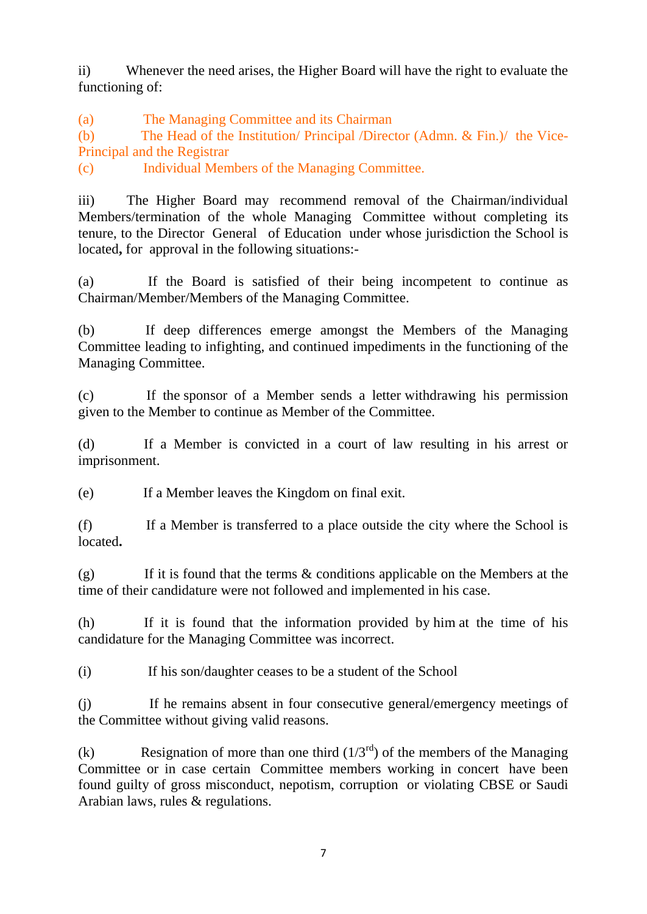ii) Whenever the need arises, the Higher Board will have the right to evaluate the functioning of:

(a) The Managing Committee and its Chairman
(b) The Head of the Institution/ Principal /Director (Admn. & Fin.)/ the Vice-Principal and the Registrar
(c) Individual Members of the Managing Committee.

iii) The Higher Board may recommend removal of the Chairman/individual Members/termination of the whole Managing Committee without completing its tenure, to the Director General of Education under whose jurisdiction the School is located**,** for approval in the following situations:-

(a) If the Board is satisfied of their being incompetent to continue as Chairman/Member/Members of the Managing Committee.

(b) If deep differences emerge amongst the Members of the Managing Committee leading to infighting, and continued impediments in the functioning of the Managing Committee.

(c) If the sponsor of a Member sends a letter withdrawing his permission given to the Member to continue as Member of the Committee.

(d) If a Member is convicted in a court of law resulting in his arrest or imprisonment.

(e) If a Member leaves the Kingdom on final exit.

(f) If a Member is transferred to a place outside the city where the School is located**.**

(g) If it is found that the terms & conditions applicable on the Members at the time of their candidature were not followed and implemented in his case.

(h) If it is found that the information provided by him at the time of his candidature for the Managing Committee was incorrect.

(i) If his son/daughter ceases to be a student of the School

(j) If he remains absent in four consecutive general/emergency meetings of the Committee without giving valid reasons.

(k) Resignation of more than one third ($1/3^{rd}$) of the members of the Managing Committee or in case certain Committee members working in concert have been found guilty of gross misconduct, nepotism, corruption or violating CBSE or Saudi Arabian laws, rules & regulations.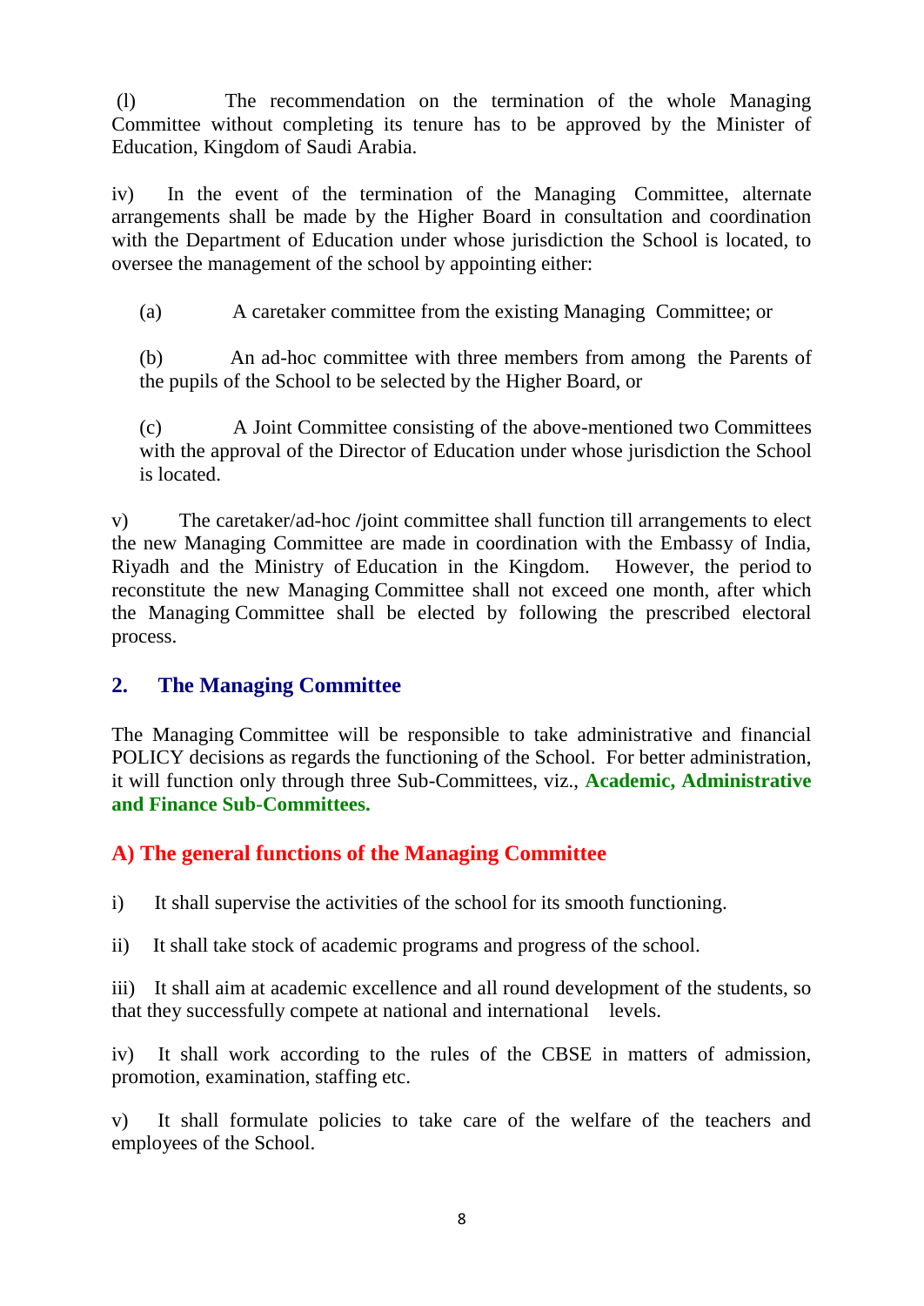(l) The recommendation on the termination of the whole Managing Committee without completing its tenure has to be approved by the Minister of Education, Kingdom of Saudi Arabia.

iv) In the event of the termination of the Managing Committee, alternate arrangements shall be made by the Higher Board in consultation and coordination with the Department of Education under whose jurisdiction the School is located, to oversee the management of the school by appointing either:

(a) A caretaker committee from the existing Managing Committee; or

(b) An ad-hoc committee with three members from among the Parents of the pupils of the School to be selected by the Higher Board, or

(c) A Joint Committee consisting of the above-mentioned two Committees with the approval of the Director of Education under whose jurisdiction the School is located.

v) The caretaker/ad-hoc /joint committee shall function till arrangements to elect the new Managing Committee are made in coordination with the Embassy of India, Riyadh and the Ministry of Education in the Kingdom. However, the period to reconstitute the new Managing Committee shall not exceed one month, after which the Managing Committee shall be elected by following the prescribed electoral process.

## 2. The Managing Committee

The Managing Committee will be responsible to take administrative and financial POLICY decisions as regards the functioning of the School. For better administration, it will function only through three Sub-Committees, viz., **Academic, Administrative and Finance Sub-Committees.**

### A) The general functions of the Managing Committee

i) It shall supervise the activities of the school for its smooth functioning.

ii) It shall take stock of academic programs and progress of the school.

iii) It shall aim at academic excellence and all round development of the students, so that they successfully compete at national and international levels.

iv) It shall work according to the rules of the CBSE in matters of admission, promotion, examination, staffing etc.

v) It shall formulate policies to take care of the welfare of the teachers and employees of the School.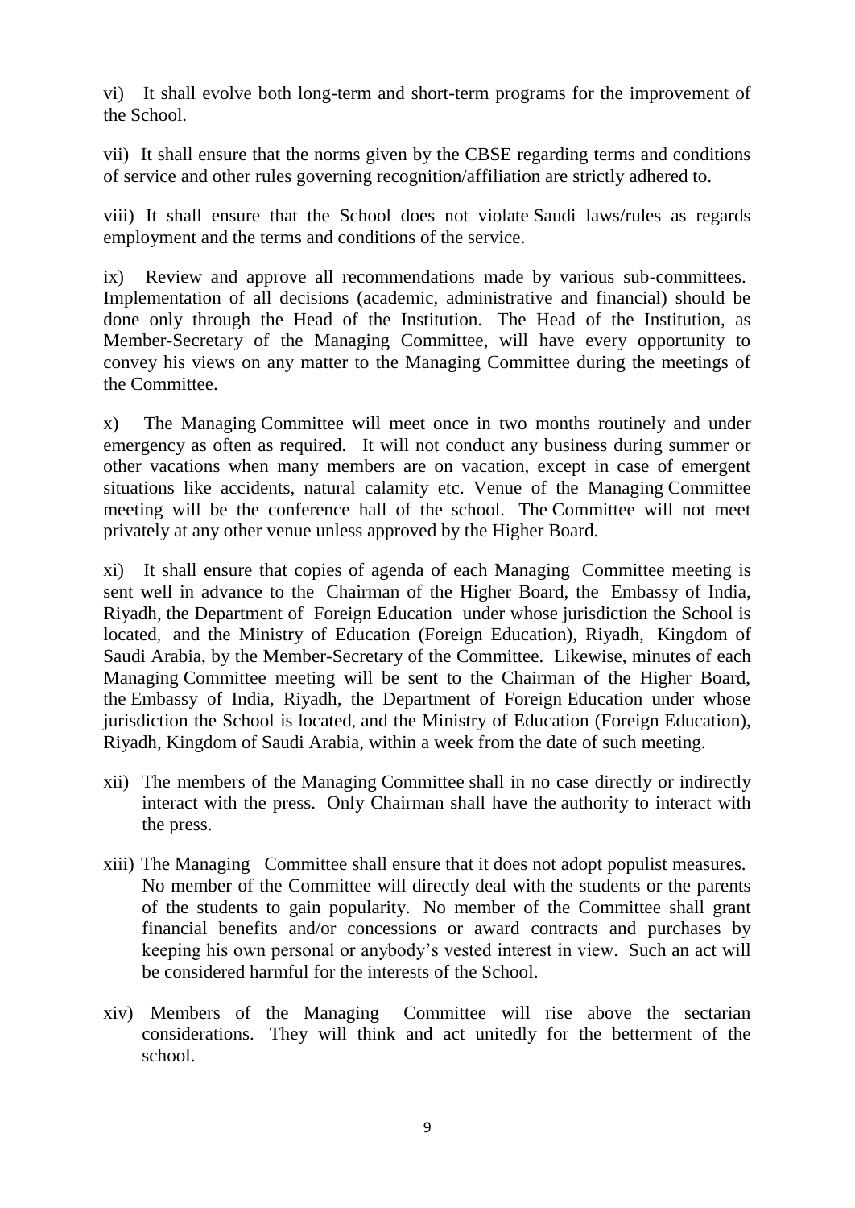vi) It shall evolve both long-term and short-term programs for the improvement of the School.

vii) It shall ensure that the norms given by the CBSE regarding terms and conditions of service and other rules governing recognition/affiliation are strictly adhered to.

viii) It shall ensure that the School does not violate Saudi laws/rules as regards employment and the terms and conditions of the service.

ix) Review and approve all recommendations made by various sub-committees. Implementation of all decisions (academic, administrative and financial) should be done only through the Head of the Institution. The Head of the Institution, as Member-Secretary of the Managing Committee, will have every opportunity to convey his views on any matter to the Managing Committee during the meetings of the Committee.

x) The Managing Committee will meet once in two months routinely and under emergency as often as required. It will not conduct any business during summer or other vacations when many members are on vacation, except in case of emergent situations like accidents, natural calamity etc. Venue of the Managing Committee meeting will be the conference hall of the school. The Committee will not meet privately at any other venue unless approved by the Higher Board.

xi) It shall ensure that copies of agenda of each Managing Committee meeting is sent well in advance to the Chairman of the Higher Board, the Embassy of India, Riyadh, the Department of Foreign Education under whose jurisdiction the School is located, and the Ministry of Education (Foreign Education), Riyadh, Kingdom of Saudi Arabia, by the Member-Secretary of the Committee. Likewise, minutes of each Managing Committee meeting will be sent to the Chairman of the Higher Board, the Embassy of India, Riyadh, the Department of Foreign Education under whose jurisdiction the School is located, and the Ministry of Education (Foreign Education), Riyadh, Kingdom of Saudi Arabia, within a week from the date of such meeting.

xii) The members of the Managing Committee shall in no case directly or indirectly interact with the press. Only Chairman shall have the authority to interact with the press.

xiii) The Managing Committee shall ensure that it does not adopt populist measures. No member of the Committee will directly deal with the students or the parents of the students to gain popularity. No member of the Committee shall grant financial benefits and/or concessions or award contracts and purchases by keeping his own personal or anybody's vested interest in view. Such an act will be considered harmful for the interests of the School.

xiv) Members of the Managing Committee will rise above the sectarian considerations. They will think and act unitedly for the betterment of the school.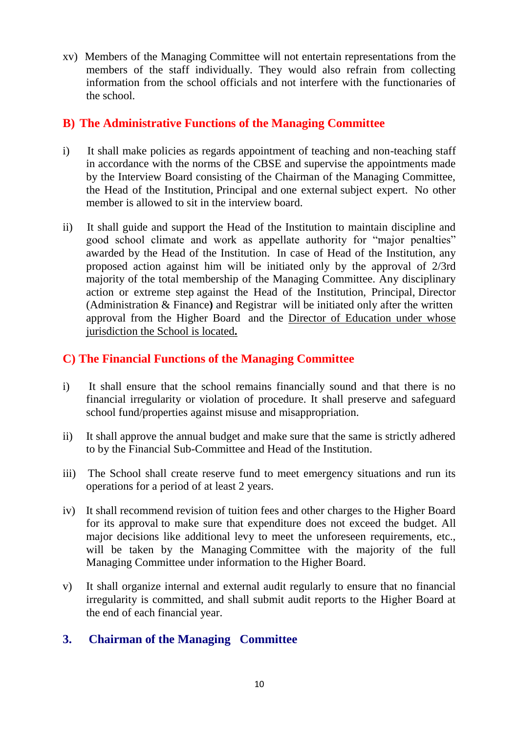xv) Members of the Managing Committee will not entertain representations from the members of the staff individually. They would also refrain from collecting information from the school officials and not interfere with the functionaries of the school.

## B) The Administrative Functions of the Managing Committee

i) It shall make policies as regards appointment of teaching and non-teaching staff in accordance with the norms of the CBSE and supervise the appointments made by the Interview Board consisting of the Chairman of the Managing Committee, the Head of the Institution, Principal and one external subject expert. No other member is allowed to sit in the interview board.

ii) It shall guide and support the Head of the Institution to maintain discipline and good school climate and work as appellate authority for "major penalties" awarded by the Head of the Institution. In case of Head of the Institution, any proposed action against him will be initiated only by the approval of 2/3rd majority of the total membership of the Managing Committee. Any disciplinary action or extreme step against the Head of the Institution, Principal, Director (Administration & Finance**)** and Registrar will be initiated only after the written approval from the Higher Board and the <u>Director of Education under whose jurisdiction the School is located</u>**.**

## C) The Financial Functions of the Managing Committee

i) It shall ensure that the school remains financially sound and that there is no financial irregularity or violation of procedure. It shall preserve and safeguard school fund/properties against misuse and misappropriation.

ii) It shall approve the annual budget and make sure that the same is strictly adhered to by the Financial Sub-Committee and Head of the Institution.

iii) The School shall create reserve fund to meet emergency situations and run its operations for a period of at least 2 years.

iv) It shall recommend revision of tuition fees and other charges to the Higher Board for its approval to make sure that expenditure does not exceed the budget. All major decisions like additional levy to meet the unforeseen requirements, etc., will be taken by the Managing Committee with the majority of the full Managing Committee under information to the Higher Board.

v) It shall organize internal and external audit regularly to ensure that no financial irregularity is committed, and shall submit audit reports to the Higher Board at the end of each financial year.

## 3. Chairman of the Managing Committee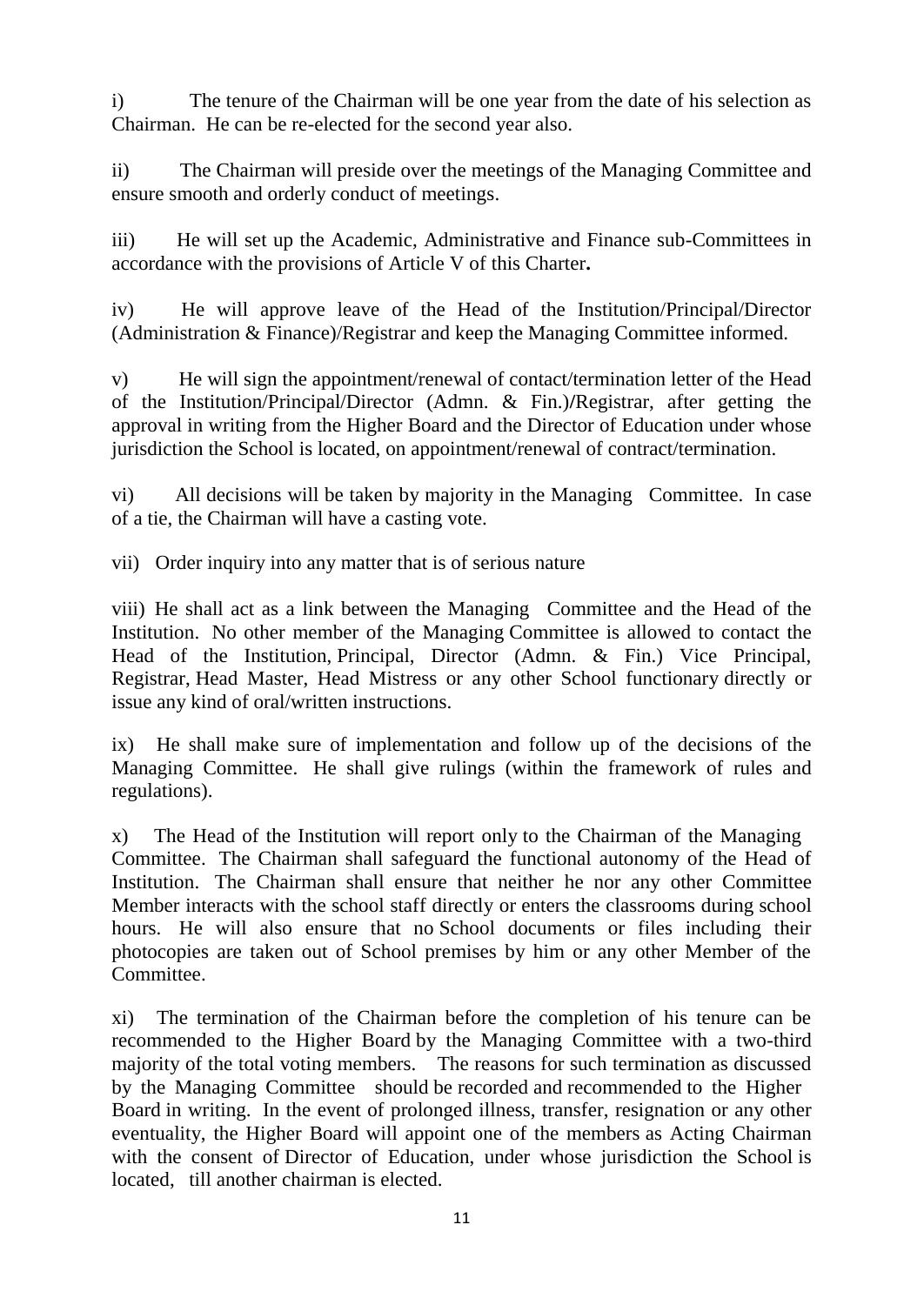i) The tenure of the Chairman will be one year from the date of his selection as Chairman. He can be re-elected for the second year also.

ii) The Chairman will preside over the meetings of the Managing Committee and ensure smooth and orderly conduct of meetings.

iii) He will set up the Academic, Administrative and Finance sub-Committees in accordance with the provisions of Article V of this Charter**.**

iv) He will approve leave of the Head of the Institution/Principal/Director (Administration & Finance)/Registrar and keep the Managing Committee informed.

v) He will sign the appointment/renewal of contact/termination letter of the Head of the Institution/Principal/Director (Admn. & Fin.)/Registrar, after getting the approval in writing from the Higher Board and the Director of Education under whose jurisdiction the School is located, on appointment/renewal of contract/termination.

vi) All decisions will be taken by majority in the Managing Committee. In case of a tie, the Chairman will have a casting vote.

vii) Order inquiry into any matter that is of serious nature

viii) He shall act as a link between the Managing Committee and the Head of the Institution. No other member of the Managing Committee is allowed to contact the Head of the Institution, Principal, Director (Admn. & Fin.) Vice Principal, Registrar, Head Master, Head Mistress or any other School functionary directly or issue any kind of oral/written instructions.

ix) He shall make sure of implementation and follow up of the decisions of the Managing Committee. He shall give rulings (within the framework of rules and regulations).

x) The Head of the Institution will report only to the Chairman of the Managing Committee. The Chairman shall safeguard the functional autonomy of the Head of Institution. The Chairman shall ensure that neither he nor any other Committee Member interacts with the school staff directly or enters the classrooms during school hours. He will also ensure that no School documents or files including their photocopies are taken out of School premises by him or any other Member of the Committee.

xi) The termination of the Chairman before the completion of his tenure can be recommended to the Higher Board by the Managing Committee with a two-third majority of the total voting members. The reasons for such termination as discussed by the Managing Committee should be recorded and recommended to the Higher Board in writing. In the event of prolonged illness, transfer, resignation or any other eventuality, the Higher Board will appoint one of the members as Acting Chairman with the consent of Director of Education, under whose jurisdiction the School is located, till another chairman is elected.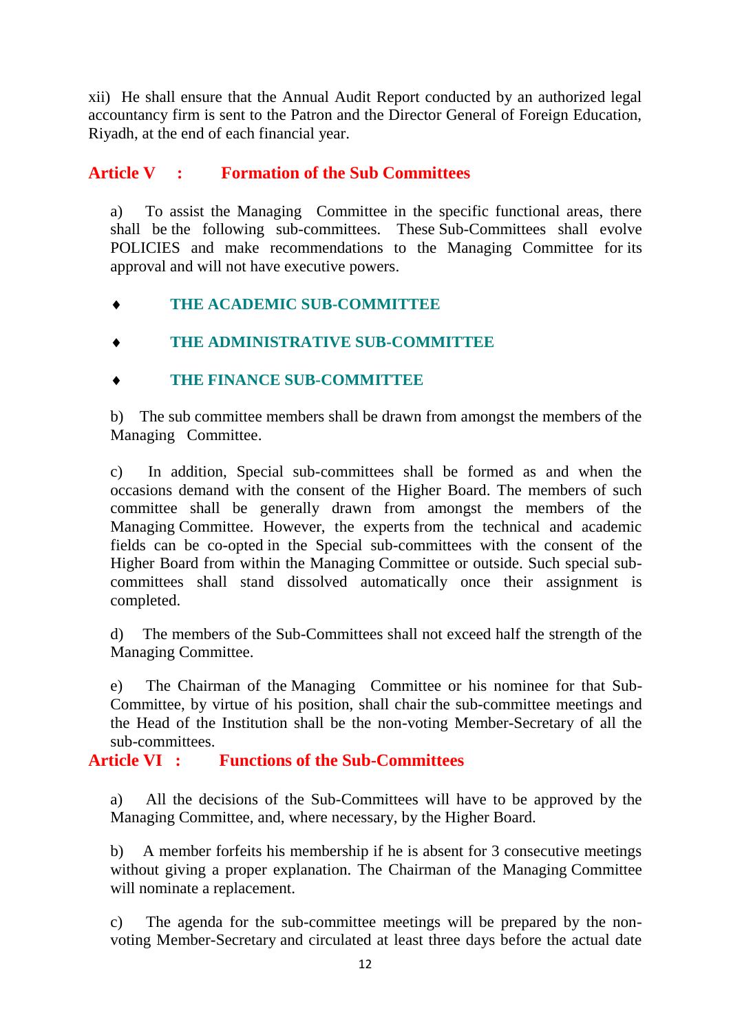xii) He shall ensure that the Annual Audit Report conducted by an authorized legal accountancy firm is sent to the Patron and the Director General of Foreign Education, Riyadh, at the end of each financial year.

## Article V : Formation of the Sub Committees

a) To assist the Managing Committee in the specific functional areas, there shall be the following sub-committees. These Sub-Committees shall evolve POLICIES and make recommendations to the Managing Committee for its approval and will not have executive powers.

- **THE ACADEMIC SUB-COMMITTEE**
- **THE ADMINISTRATIVE SUB-COMMITTEE**
- **THE FINANCE SUB-COMMITTEE**

b) The sub committee members shall be drawn from amongst the members of the Managing Committee.

c) In addition, Special sub-committees shall be formed as and when the occasions demand with the consent of the Higher Board. The members of such committee shall be generally drawn from amongst the members of the Managing Committee. However, the experts from the technical and academic fields can be co-opted in the Special sub-committees with the consent of the Higher Board from within the Managing Committee or outside. Such special sub-committees shall stand dissolved automatically once their assignment is completed.

d) The members of the Sub-Committees shall not exceed half the strength of the Managing Committee.

e) The Chairman of the Managing Committee or his nominee for that Sub-Committee, by virtue of his position, shall chair the sub-committee meetings and the Head of the Institution shall be the non-voting Member-Secretary of all the sub-committees.

## Article VI : Functions of the Sub-Committees

a) All the decisions of the Sub-Committees will have to be approved by the Managing Committee, and, where necessary, by the Higher Board.

b) A member forfeits his membership if he is absent for 3 consecutive meetings without giving a proper explanation. The Chairman of the Managing Committee will nominate a replacement.

c) The agenda for the sub-committee meetings will be prepared by the non-voting Member-Secretary and circulated at least three days before the actual date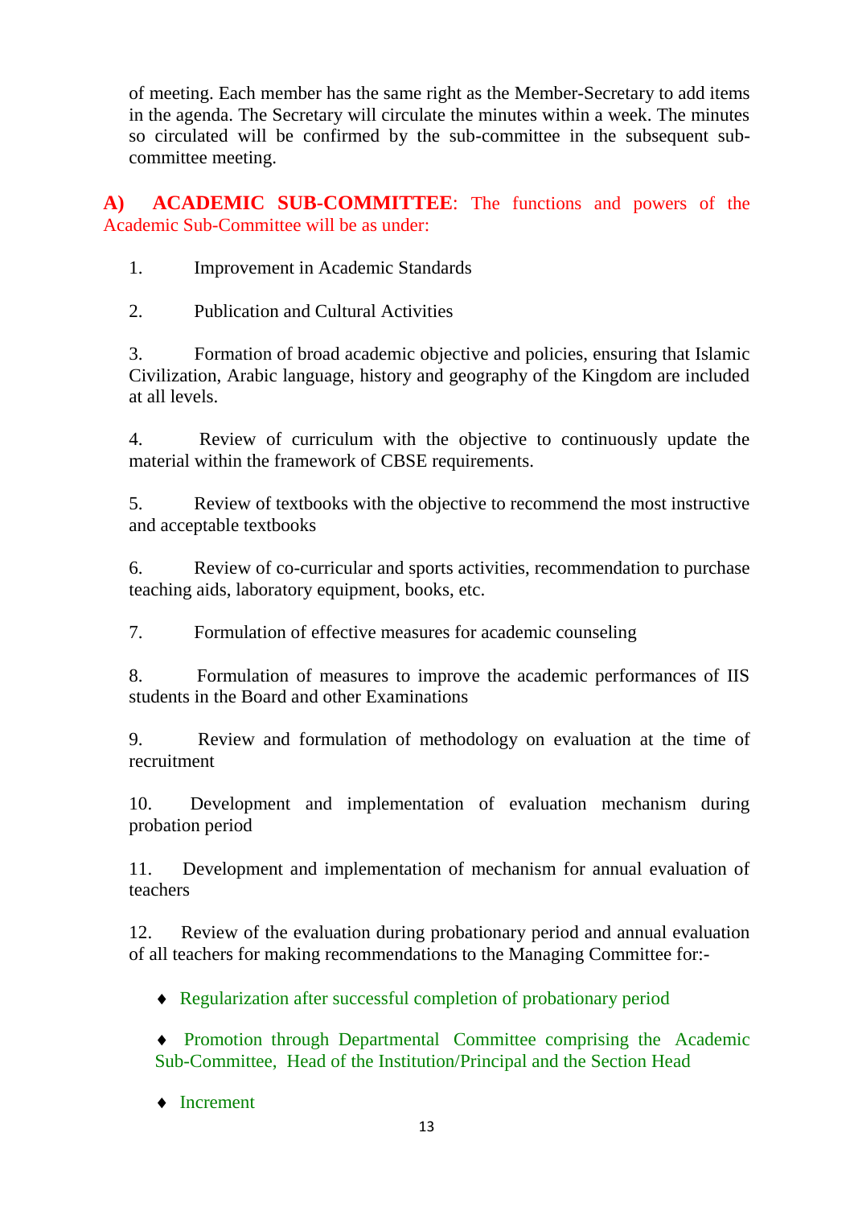of meeting. Each member has the same right as the Member-Secretary to add items in the agenda. The Secretary will circulate the minutes within a week. The minutes so circulated will be confirmed by the sub-committee in the subsequent sub-committee meeting.

**A) ACADEMIC SUB-COMMITTEE**: The functions and powers of the Academic Sub-Committee will be as under:

1. Improvement in Academic Standards

2. Publication and Cultural Activities

3. Formation of broad academic objective and policies, ensuring that Islamic Civilization, Arabic language, history and geography of the Kingdom are included at all levels.

4. Review of curriculum with the objective to continuously update the material within the framework of CBSE requirements.

5. Review of textbooks with the objective to recommend the most instructive and acceptable textbooks

6. Review of co-curricular and sports activities, recommendation to purchase teaching aids, laboratory equipment, books, etc.

7. Formulation of effective measures for academic counseling

8. Formulation of measures to improve the academic performances of IIS students in the Board and other Examinations

9. Review and formulation of methodology on evaluation at the time of recruitment

10. Development and implementation of evaluation mechanism during probation period

11. Development and implementation of mechanism for annual evaluation of teachers

12. Review of the evaluation during probationary period and annual evaluation of all teachers for making recommendations to the Managing Committee for:-

- Regularization after successful completion of probationary period

- Promotion through Departmental Committee comprising the Academic Sub-Committee, Head of the Institution/Principal and the Section Head

- Increment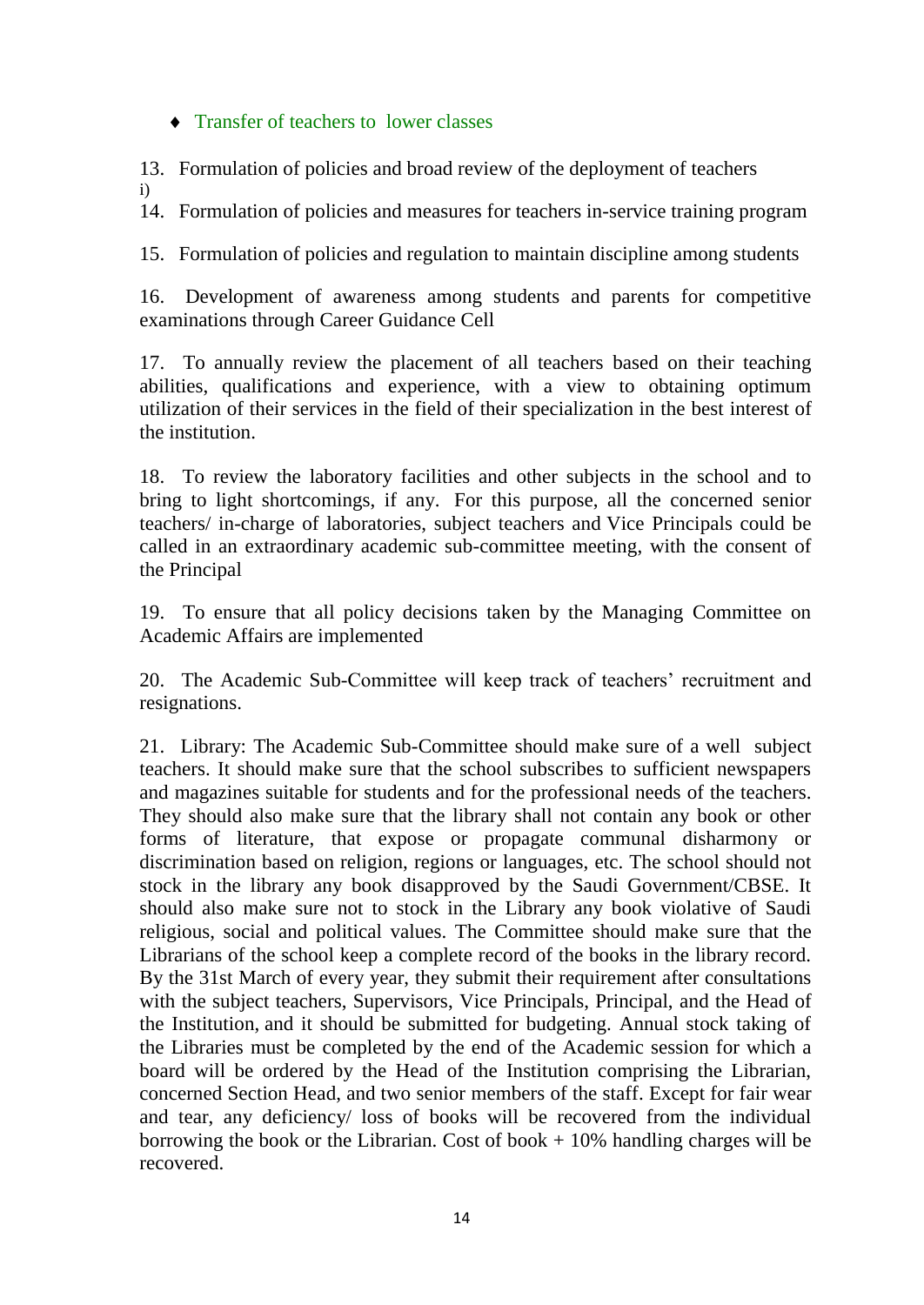- Transfer of teachers to lower classes

13. Formulation of policies and broad review of the deployment of teachers
i)

14. Formulation of policies and measures for teachers in-service training program

15. Formulation of policies and regulation to maintain discipline among students

16. Development of awareness among students and parents for competitive examinations through Career Guidance Cell

17. To annually review the placement of all teachers based on their teaching abilities, qualifications and experience, with a view to obtaining optimum utilization of their services in the field of their specialization in the best interest of the institution.

18. To review the laboratory facilities and other subjects in the school and to bring to light shortcomings, if any. For this purpose, all the concerned senior teachers/ in-charge of laboratories, subject teachers and Vice Principals could be called in an extraordinary academic sub-committee meeting, with the consent of the Principal

19. To ensure that all policy decisions taken by the Managing Committee on Academic Affairs are implemented

20. The Academic Sub-Committee will keep track of teachers' recruitment and resignations.

21. Library: The Academic Sub-Committee should make sure of a well subject teachers. It should make sure that the school subscribes to sufficient newspapers and magazines suitable for students and for the professional needs of the teachers. They should also make sure that the library shall not contain any book or other forms of literature, that expose or propagate communal disharmony or discrimination based on religion, regions or languages, etc. The school should not stock in the library any book disapproved by the Saudi Government/CBSE. It should also make sure not to stock in the Library any book violative of Saudi religious, social and political values. The Committee should make sure that the Librarians of the school keep a complete record of the books in the library record. By the 31st March of every year, they submit their requirement after consultations with the subject teachers, Supervisors, Vice Principals, Principal, and the Head of the Institution, and it should be submitted for budgeting. Annual stock taking of the Libraries must be completed by the end of the Academic session for which a board will be ordered by the Head of the Institution comprising the Librarian, concerned Section Head, and two senior members of the staff. Except for fair wear and tear, any deficiency/ loss of books will be recovered from the individual borrowing the book or the Librarian. Cost of book + 10% handling charges will be recovered.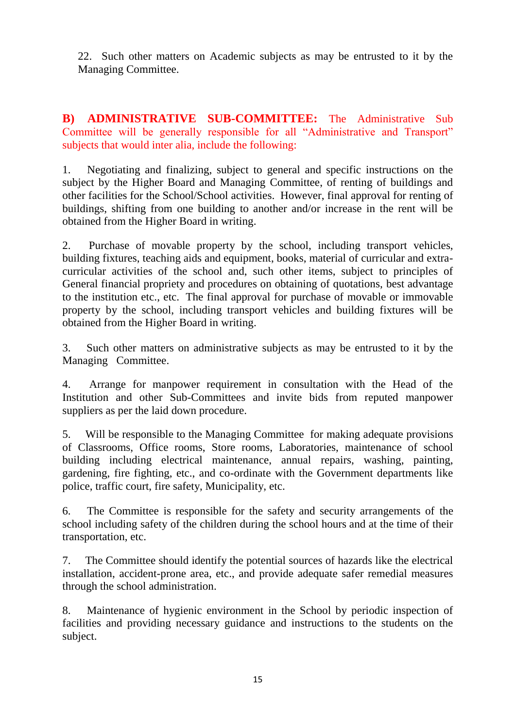22. Such other matters on Academic subjects as may be entrusted to it by the Managing Committee.

**B) ADMINISTRATIVE SUB-COMMITTEE:** The Administrative Sub Committee will be generally responsible for all "Administrative and Transport" subjects that would inter alia, include the following:

1. Negotiating and finalizing, subject to general and specific instructions on the subject by the Higher Board and Managing Committee, of renting of buildings and other facilities for the School/School activities. However, final approval for renting of buildings, shifting from one building to another and/or increase in the rent will be obtained from the Higher Board in writing.

2. Purchase of movable property by the school, including transport vehicles, building fixtures, teaching aids and equipment, books, material of curricular and extra-curricular activities of the school and, such other items, subject to principles of General financial propriety and procedures on obtaining of quotations, best advantage to the institution etc., etc. The final approval for purchase of movable or immovable property by the school, including transport vehicles and building fixtures will be obtained from the Higher Board in writing.

3. Such other matters on administrative subjects as may be entrusted to it by the Managing Committee.

4. Arrange for manpower requirement in consultation with the Head of the Institution and other Sub-Committees and invite bids from reputed manpower suppliers as per the laid down procedure.

5. Will be responsible to the Managing Committee for making adequate provisions of Classrooms, Office rooms, Store rooms, Laboratories, maintenance of school building including electrical maintenance, annual repairs, washing, painting, gardening, fire fighting, etc., and co-ordinate with the Government departments like police, traffic court, fire safety, Municipality, etc.

6. The Committee is responsible for the safety and security arrangements of the school including safety of the children during the school hours and at the time of their transportation, etc.

7. The Committee should identify the potential sources of hazards like the electrical installation, accident-prone area, etc., and provide adequate safer remedial measures through the school administration.

8. Maintenance of hygienic environment in the School by periodic inspection of facilities and providing necessary guidance and instructions to the students on the subject.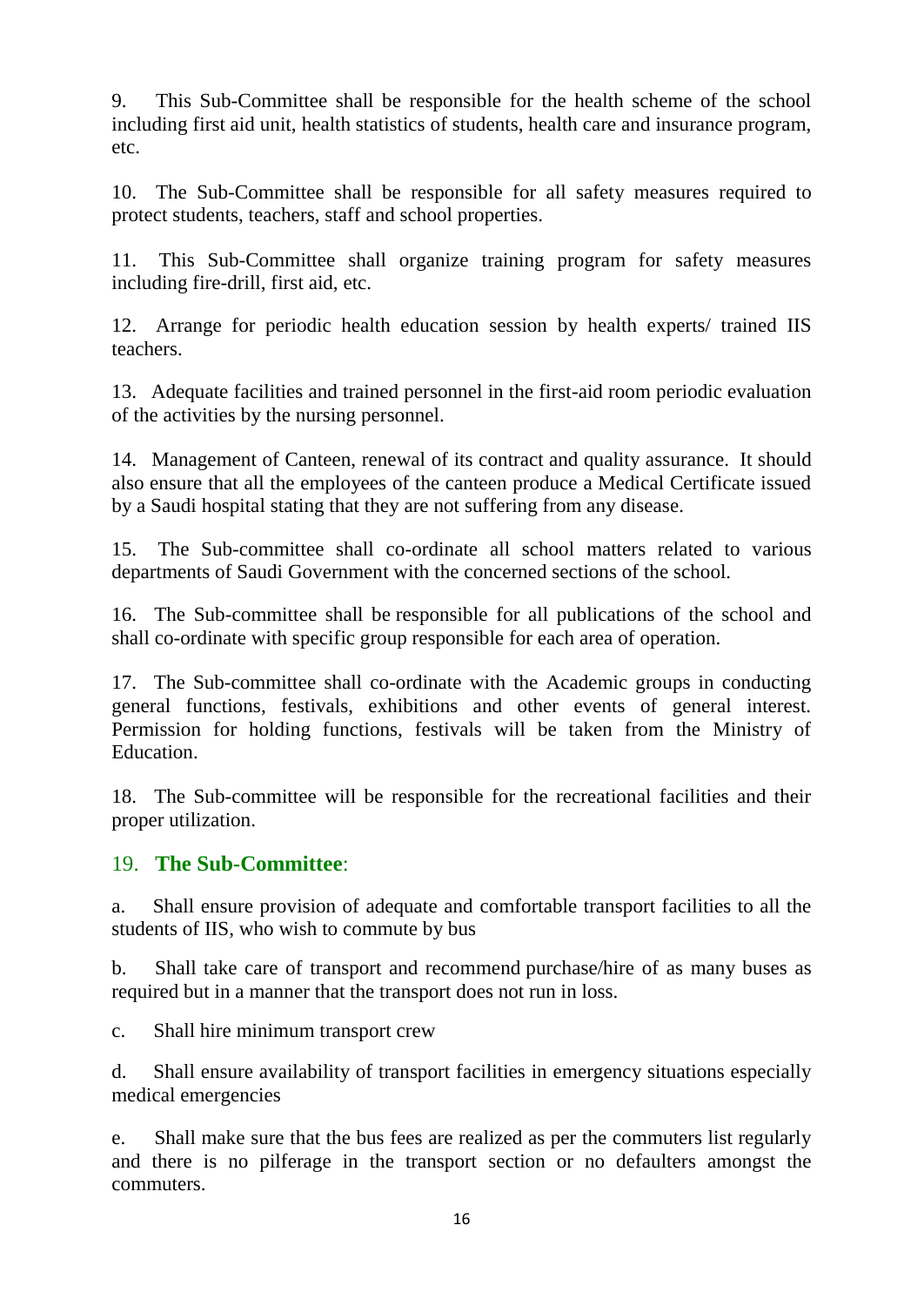9. This Sub-Committee shall be responsible for the health scheme of the school including first aid unit, health statistics of students, health care and insurance program, etc.

10. The Sub-Committee shall be responsible for all safety measures required to protect students, teachers, staff and school properties.

11. This Sub-Committee shall organize training program for safety measures including fire-drill, first aid, etc.

12. Arrange for periodic health education session by health experts/ trained IIS teachers.

13. Adequate facilities and trained personnel in the first-aid room periodic evaluation of the activities by the nursing personnel.

14. Management of Canteen, renewal of its contract and quality assurance. It should also ensure that all the employees of the canteen produce a Medical Certificate issued by a Saudi hospital stating that they are not suffering from any disease.

15. The Sub-committee shall co-ordinate all school matters related to various departments of Saudi Government with the concerned sections of the school.

16. The Sub-committee shall be responsible for all publications of the school and shall co-ordinate with specific group responsible for each area of operation.

17. The Sub-committee shall co-ordinate with the Academic groups in conducting general functions, festivals, exhibitions and other events of general interest. Permission for holding functions, festivals will be taken from the Ministry of Education.

18. The Sub-committee will be responsible for the recreational facilities and their proper utilization.

19. **The Sub-Committee**:

a. Shall ensure provision of adequate and comfortable transport facilities to all the students of IIS, who wish to commute by bus

b. Shall take care of transport and recommend purchase/hire of as many buses as required but in a manner that the transport does not run in loss.

c. Shall hire minimum transport crew

d. Shall ensure availability of transport facilities in emergency situations especially medical emergencies

e. Shall make sure that the bus fees are realized as per the commuters list regularly and there is no pilferage in the transport section or no defaulters amongst the commuters.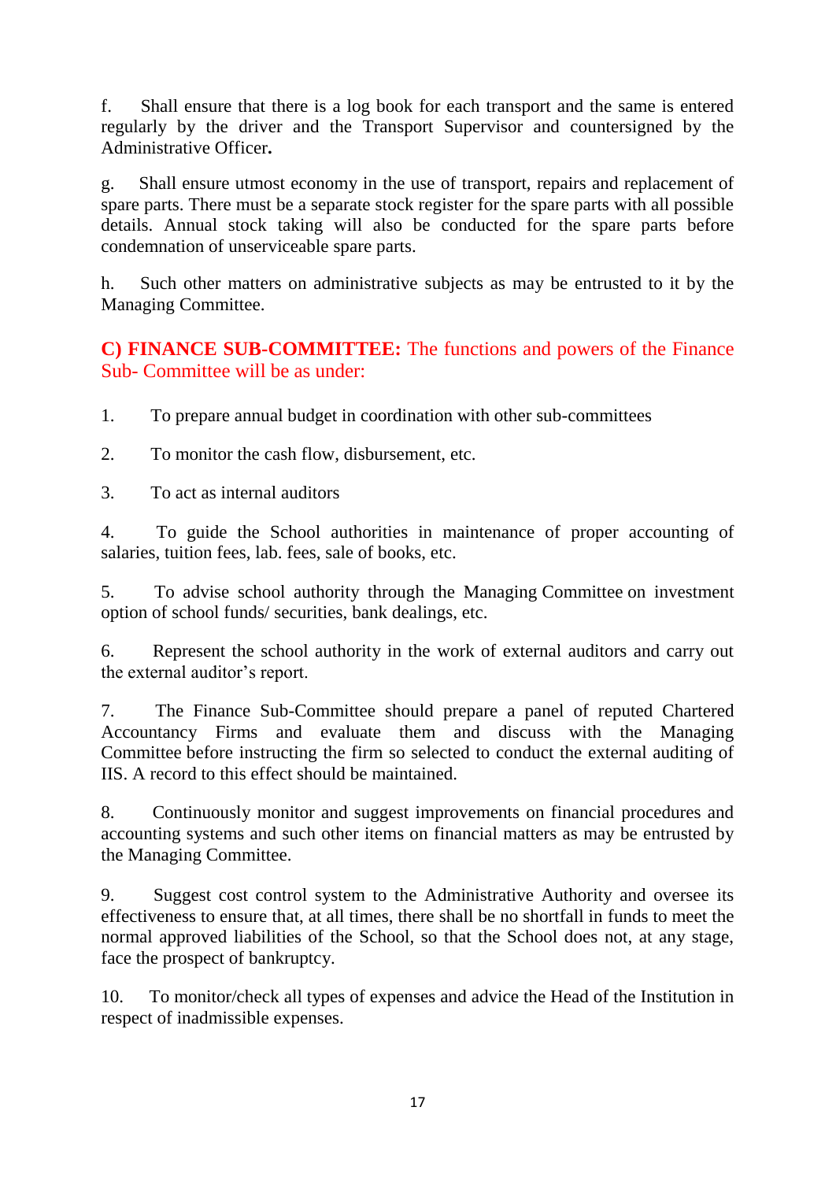f. Shall ensure that there is a log book for each transport and the same is entered regularly by the driver and the Transport Supervisor and countersigned by the Administrative Officer**.**

g. Shall ensure utmost economy in the use of transport, repairs and replacement of spare parts. There must be a separate stock register for the spare parts with all possible details. Annual stock taking will also be conducted for the spare parts before condemnation of unserviceable spare parts.

h. Such other matters on administrative subjects as may be entrusted to it by the Managing Committee.

**C) FINANCE SUB-COMMITTEE:** The functions and powers of the Finance Sub- Committee will be as under:

1. To prepare annual budget in coordination with other sub-committees

2. To monitor the cash flow, disbursement, etc.

3. To act as internal auditors

4. To guide the School authorities in maintenance of proper accounting of salaries, tuition fees, lab. fees, sale of books, etc.

5. To advise school authority through the Managing Committee on investment option of school funds/ securities, bank dealings, etc.

6. Represent the school authority in the work of external auditors and carry out the external auditor's report.

7. The Finance Sub-Committee should prepare a panel of reputed Chartered Accountancy Firms and evaluate them and discuss with the Managing Committee before instructing the firm so selected to conduct the external auditing of IIS. A record to this effect should be maintained.

8. Continuously monitor and suggest improvements on financial procedures and accounting systems and such other items on financial matters as may be entrusted by the Managing Committee.

9. Suggest cost control system to the Administrative Authority and oversee its effectiveness to ensure that, at all times, there shall be no shortfall in funds to meet the normal approved liabilities of the School, so that the School does not, at any stage, face the prospect of bankruptcy.

10. To monitor/check all types of expenses and advice the Head of the Institution in respect of inadmissible expenses.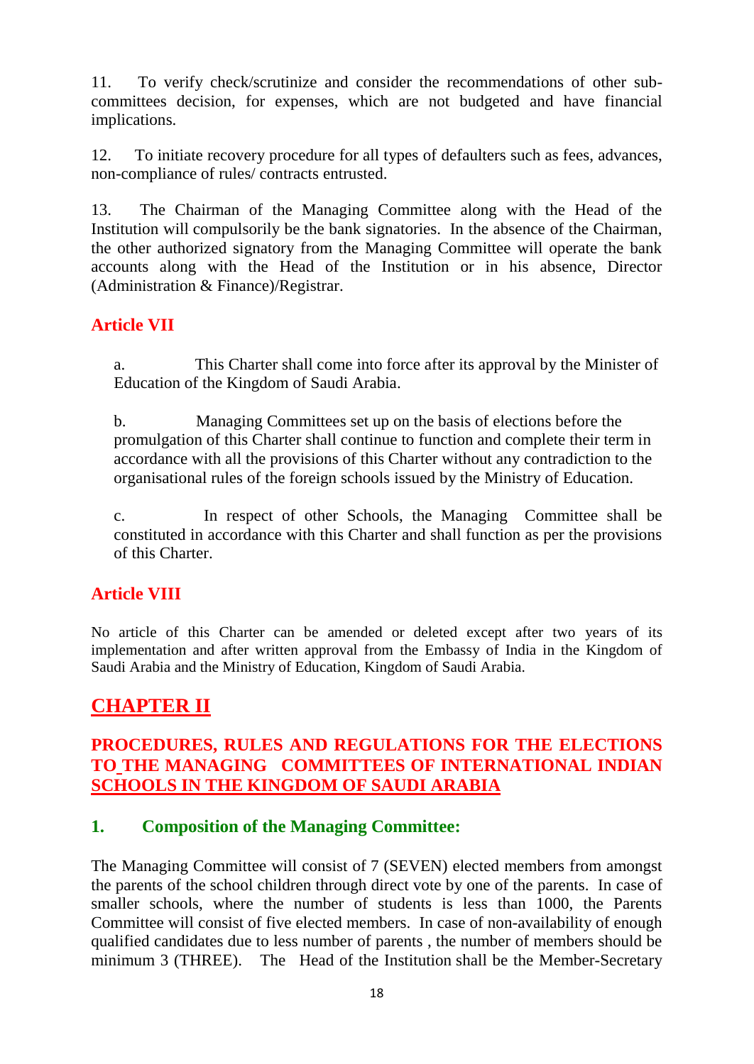11. To verify check/scrutinize and consider the recommendations of other sub-committees decision, for expenses, which are not budgeted and have financial implications.

12. To initiate recovery procedure for all types of defaulters such as fees, advances, non-compliance of rules/ contracts entrusted.

13. The Chairman of the Managing Committee along with the Head of the Institution will compulsorily be the bank signatories. In the absence of the Chairman, the other authorized signatory from the Managing Committee will operate the bank accounts along with the Head of the Institution or in his absence, Director (Administration & Finance)/Registrar.

### Article VII

a. This Charter shall come into force after its approval by the Minister of Education of the Kingdom of Saudi Arabia.

b. Managing Committees set up on the basis of elections before the promulgation of this Charter shall continue to function and complete their term in accordance with all the provisions of this Charter without any contradiction to the organisational rules of the foreign schools issued by the Ministry of Education.

c. In respect of other Schools, the Managing Committee shall be constituted in accordance with this Charter and shall function as per the provisions of this Charter.

### Article VIII

No article of this Charter can be amended or deleted except after two years of its implementation and after written approval from the Embassy of India in the Kingdom of Saudi Arabia and the Ministry of Education, Kingdom of Saudi Arabia.

## CHAPTER II

## PROCEDURES, RULES AND REGULATIONS FOR THE ELECTIONS TO THE MANAGING COMMITTEES OF INTERNATIONAL INDIAN SCHOOLS IN THE KINGDOM OF SAUDI ARABIA

### 1. Composition of the Managing Committee:

The Managing Committee will consist of 7 (SEVEN) elected members from amongst the parents of the school children through direct vote by one of the parents. In case of smaller schools, where the number of students is less than 1000, the Parents Committee will consist of five elected members. In case of non-availability of enough qualified candidates due to less number of parents , the number of members should be minimum 3 (THREE). The Head of the Institution shall be the Member-Secretary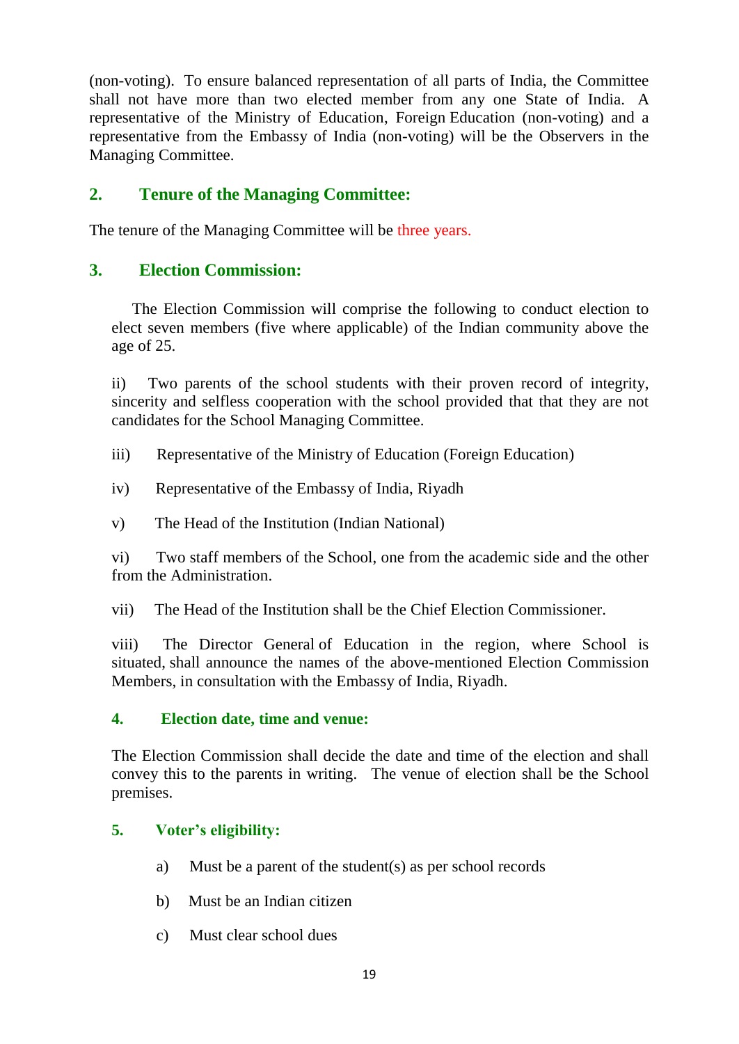(non-voting). To ensure balanced representation of all parts of India, the Committee shall not have more than two elected member from any one State of India. A representative of the Ministry of Education, Foreign Education (non-voting) and a representative from the Embassy of India (non-voting) will be the Observers in the Managing Committee.

## 2. Tenure of the Managing Committee:

The tenure of the Managing Committee will be three years.

## 3. Election Commission:

The Election Commission will comprise the following to conduct election to elect seven members (five where applicable) of the Indian community above the age of 25.

ii) Two parents of the school students with their proven record of integrity, sincerity and selfless cooperation with the school provided that that they are not candidates for the School Managing Committee.

iii) Representative of the Ministry of Education (Foreign Education)

iv) Representative of the Embassy of India, Riyadh

v) The Head of the Institution (Indian National)

vi) Two staff members of the School, one from the academic side and the other from the Administration.

vii) The Head of the Institution shall be the Chief Election Commissioner.

viii) The Director General of Education in the region, where School is situated, shall announce the names of the above-mentioned Election Commission Members, in consultation with the Embassy of India, Riyadh.

### 4. Election date, time and venue:

The Election Commission shall decide the date and time of the election and shall convey this to the parents in writing. The venue of election shall be the School premises.

### 5. Voter's eligibility:

a) Must be a parent of the student(s) as per school records

b) Must be an Indian citizen

c) Must clear school dues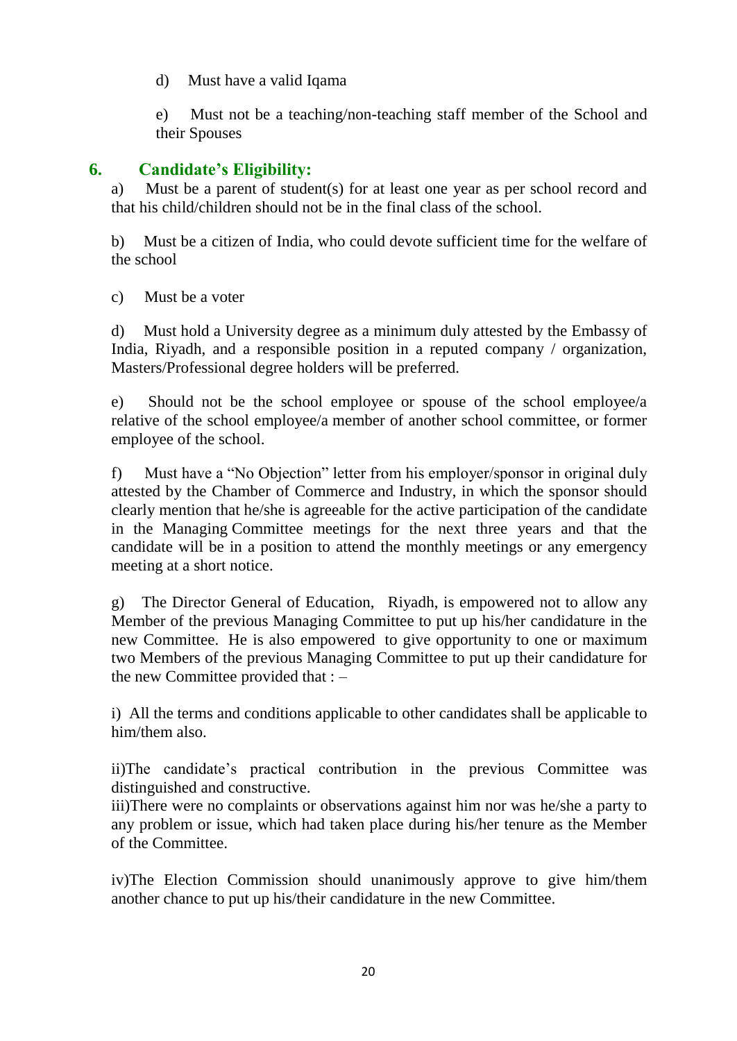d) Must have a valid Iqama

e) Must not be a teaching/non-teaching staff member of the School and their Spouses

## 6. Candidate's Eligibility:

a) Must be a parent of student(s) for at least one year as per school record and that his child/children should not be in the final class of the school.

b) Must be a citizen of India, who could devote sufficient time for the welfare of the school

c) Must be a voter

d) Must hold a University degree as a minimum duly attested by the Embassy of India, Riyadh, and a responsible position in a reputed company / organization, Masters/Professional degree holders will be preferred.

e) Should not be the school employee or spouse of the school employee/a relative of the school employee/a member of another school committee, or former employee of the school.

f) Must have a "No Objection" letter from his employer/sponsor in original duly attested by the Chamber of Commerce and Industry, in which the sponsor should clearly mention that he/she is agreeable for the active participation of the candidate in the Managing Committee meetings for the next three years and that the candidate will be in a position to attend the monthly meetings or any emergency meeting at a short notice.

g) The Director General of Education, Riyadh, is empowered not to allow any Member of the previous Managing Committee to put up his/her candidature in the new Committee. He is also empowered to give opportunity to one or maximum two Members of the previous Managing Committee to put up their candidature for the new Committee provided that : –

i) All the terms and conditions applicable to other candidates shall be applicable to him/them also.

ii)The candidate's practical contribution in the previous Committee was distinguished and constructive.

iii)There were no complaints or observations against him nor was he/she a party to any problem or issue, which had taken place during his/her tenure as the Member of the Committee.

iv)The Election Commission should unanimously approve to give him/them another chance to put up his/their candidature in the new Committee.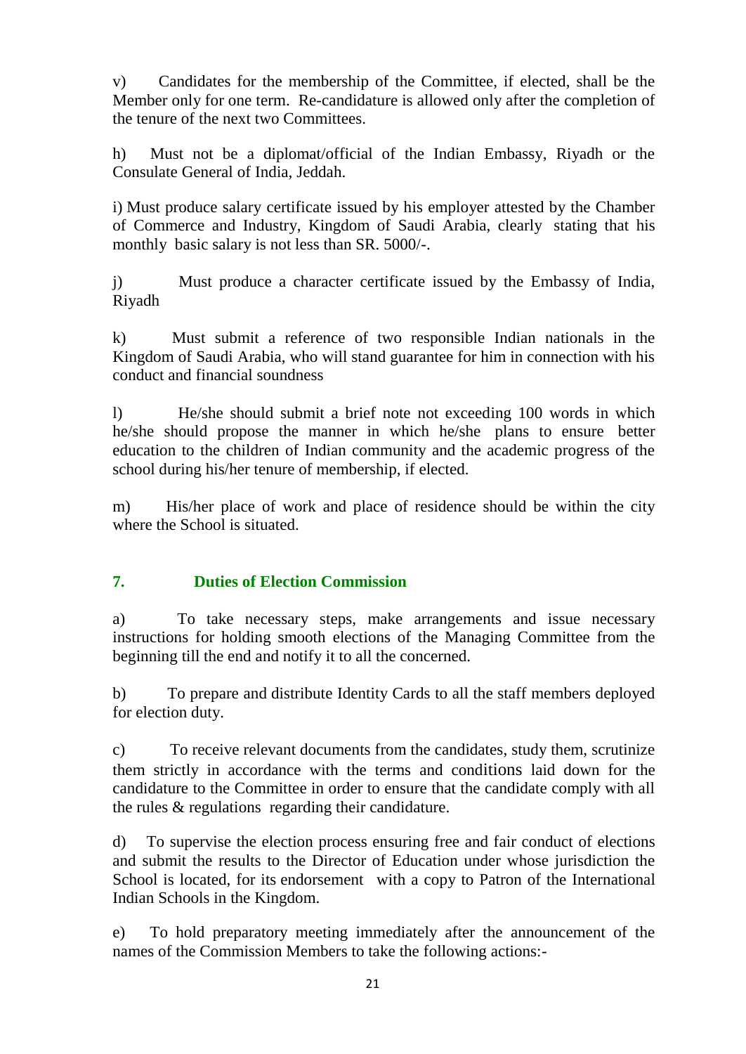v) Candidates for the membership of the Committee, if elected, shall be the Member only for one term. Re-candidature is allowed only after the completion of the tenure of the next two Committees.

h) Must not be a diplomat/official of the Indian Embassy, Riyadh or the Consulate General of India, Jeddah.

i) Must produce salary certificate issued by his employer attested by the Chamber of Commerce and Industry, Kingdom of Saudi Arabia, clearly stating that his monthly basic salary is not less than SR. 5000/-.

j) Must produce a character certificate issued by the Embassy of India, Riyadh

k) Must submit a reference of two responsible Indian nationals in the Kingdom of Saudi Arabia, who will stand guarantee for him in connection with his conduct and financial soundness

l) He/she should submit a brief note not exceeding 100 words in which he/she should propose the manner in which he/she plans to ensure better education to the children of Indian community and the academic progress of the school during his/her tenure of membership, if elected.

m) His/her place of work and place of residence should be within the city where the School is situated.

## 7. Duties of Election Commission

a) To take necessary steps, make arrangements and issue necessary instructions for holding smooth elections of the Managing Committee from the beginning till the end and notify it to all the concerned.

b) To prepare and distribute Identity Cards to all the staff members deployed for election duty.

c) To receive relevant documents from the candidates, study them, scrutinize them strictly in accordance with the terms and conditions laid down for the candidature to the Committee in order to ensure that the candidate comply with all the rules & regulations regarding their candidature.

d) To supervise the election process ensuring free and fair conduct of elections and submit the results to the Director of Education under whose jurisdiction the School is located, for its endorsement with a copy to Patron of the International Indian Schools in the Kingdom.

e) To hold preparatory meeting immediately after the announcement of the names of the Commission Members to take the following actions:-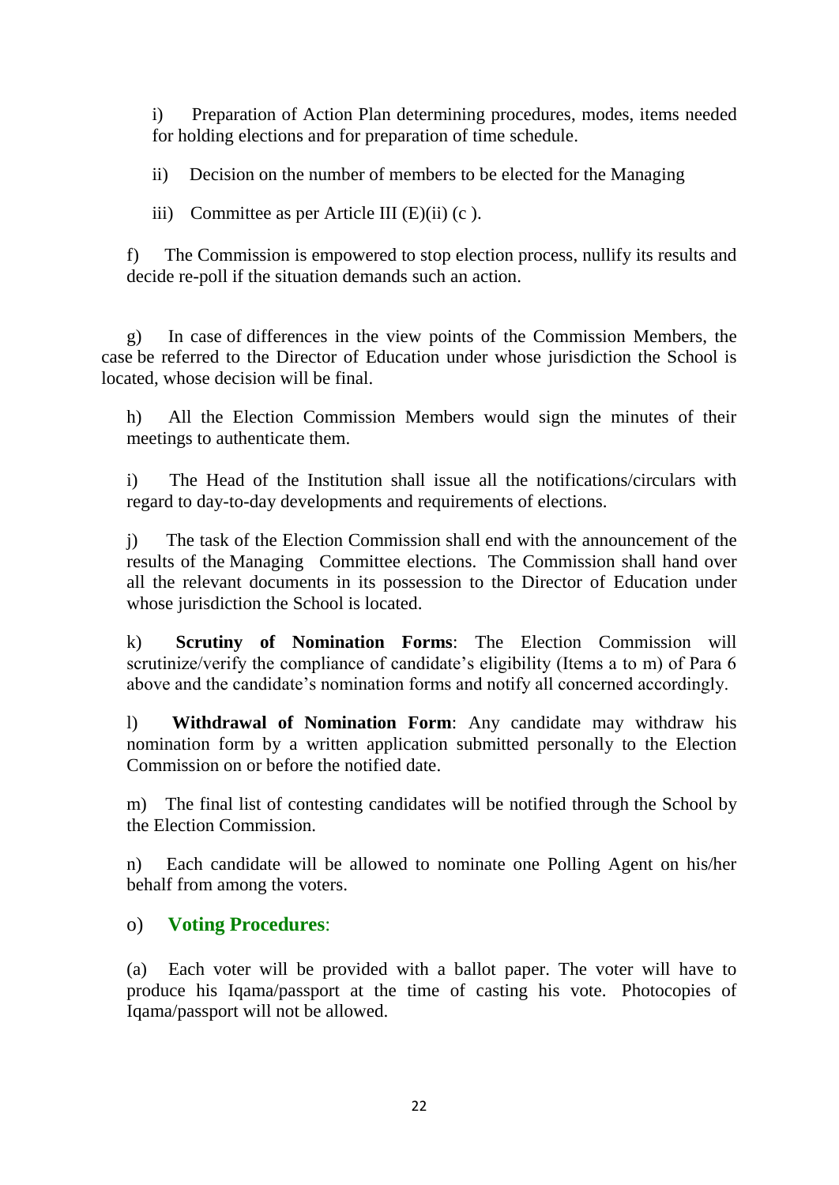i) Preparation of Action Plan determining procedures, modes, items needed for holding elections and for preparation of time schedule.

ii) Decision on the number of members to be elected for the Managing

iii) Committee as per Article III (E)(ii) (c ).

f) The Commission is empowered to stop election process, nullify its results and decide re-poll if the situation demands such an action.

g) In case of differences in the view points of the Commission Members, the case be referred to the Director of Education under whose jurisdiction the School is located, whose decision will be final.

h) All the Election Commission Members would sign the minutes of their meetings to authenticate them.

i) The Head of the Institution shall issue all the notifications/circulars with regard to day-to-day developments and requirements of elections.

j) The task of the Election Commission shall end with the announcement of the results of the Managing Committee elections. The Commission shall hand over all the relevant documents in its possession to the Director of Education under whose jurisdiction the School is located.

k) **Scrutiny of Nomination Forms**: The Election Commission will scrutinize/verify the compliance of candidate's eligibility (Items a to m) of Para 6 above and the candidate's nomination forms and notify all concerned accordingly.

l) **Withdrawal of Nomination Form**: Any candidate may withdraw his nomination form by a written application submitted personally to the Election Commission on or before the notified date.

m) The final list of contesting candidates will be notified through the School by the Election Commission.

n) Each candidate will be allowed to nominate one Polling Agent on his/her behalf from among the voters.

o) **Voting Procedures**:

(a) Each voter will be provided with a ballot paper. The voter will have to produce his Iqama/passport at the time of casting his vote. Photocopies of Iqama/passport will not be allowed.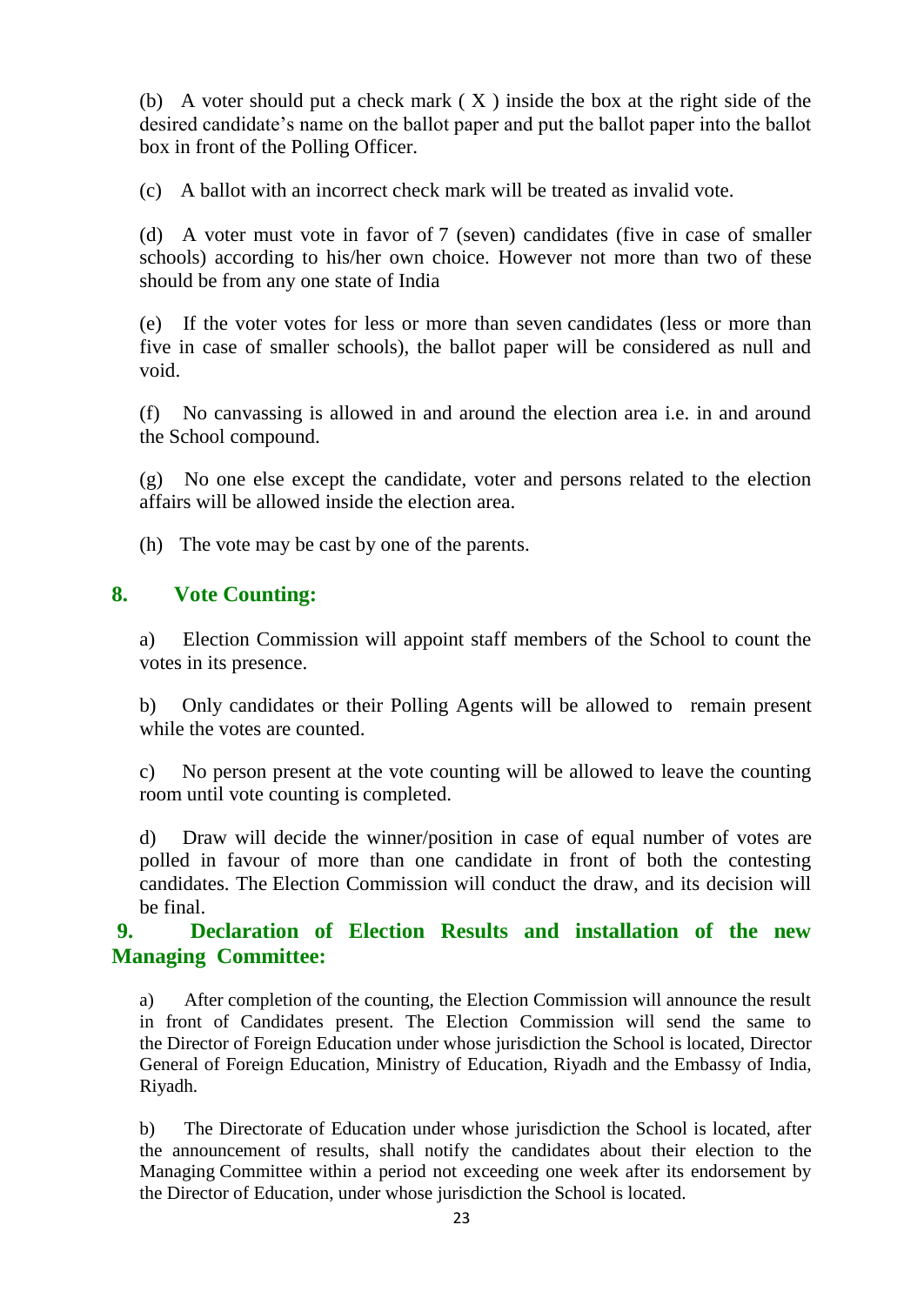(b) A voter should put a check mark ( X ) inside the box at the right side of the desired candidate's name on the ballot paper and put the ballot paper into the ballot box in front of the Polling Officer.

(c) A ballot with an incorrect check mark will be treated as invalid vote.

(d) A voter must vote in favor of 7 (seven) candidates (five in case of smaller schools) according to his/her own choice. However not more than two of these should be from any one state of India

(e) If the voter votes for less or more than seven candidates (less or more than five in case of smaller schools), the ballot paper will be considered as null and void.

(f) No canvassing is allowed in and around the election area i.e. in and around the School compound.

(g) No one else except the candidate, voter and persons related to the election affairs will be allowed inside the election area.

(h) The vote may be cast by one of the parents.

## 8. Vote Counting:

a) Election Commission will appoint staff members of the School to count the votes in its presence.

b) Only candidates or their Polling Agents will be allowed to remain present while the votes are counted.

c) No person present at the vote counting will be allowed to leave the counting room until vote counting is completed.

d) Draw will decide the winner/position in case of equal number of votes are polled in favour of more than one candidate in front of both the contesting candidates. The Election Commission will conduct the draw, and its decision will be final.

## 9. Declaration of Election Results and installation of the new Managing Committee:

a) After completion of the counting, the Election Commission will announce the result in front of Candidates present. The Election Commission will send the same to the Director of Foreign Education under whose jurisdiction the School is located, Director General of Foreign Education, Ministry of Education, Riyadh and the Embassy of India, Riyadh.

b) The Directorate of Education under whose jurisdiction the School is located, after the announcement of results, shall notify the candidates about their election to the Managing Committee within a period not exceeding one week after its endorsement by the Director of Education, under whose jurisdiction the School is located.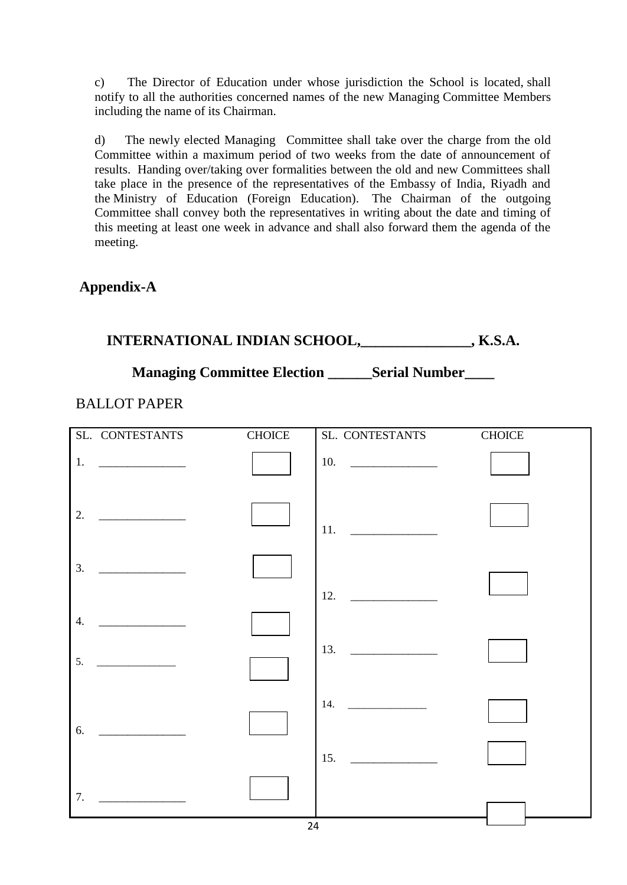c) The Director of Education under whose jurisdiction the School is located, shall notify to all the authorities concerned names of the new Managing Committee Members including the name of its Chairman.

d) The newly elected Managing Committee shall take over the charge from the old Committee within a maximum period of two weeks from the date of announcement of results. Handing over/taking over formalities between the old and new Committees shall take place in the presence of the representatives of the Embassy of India, Riyadh and the Ministry of Education (Foreign Education). The Chairman of the outgoing Committee shall convey both the representatives in writing about the date and timing of this meeting at least one week in advance and shall also forward them the agenda of the meeting.

## Appendix-A

### INTERNATIONAL INDIAN SCHOOL,_______________, K.S.A.

### Managing Committee Election ______Serial Number____

BALLOT PAPER

| SL. | CONTESTANTS | CHOICE | SL. | CONTESTANTS | CHOICE |
|---|---|---|---|---|---|
| 1. | _______________ | ☐ | 10. | _______________ | ☐ |
| 2. | _______________ | ☐ | 11. | _______________ | ☐ |
| 3. | _______________ | ☐ | 12. | _______________ | ☐ |
| 4. | _______________ | ☐ | 13. | _______________ | ☐ |
| 5. | _______________ | ☐ | 14. | _______________ | ☐ |
| 6. | _______________ | ☐ | 15. | _______________ | ☐ |
| 7. | _______________ | ☐ | | | ☐ |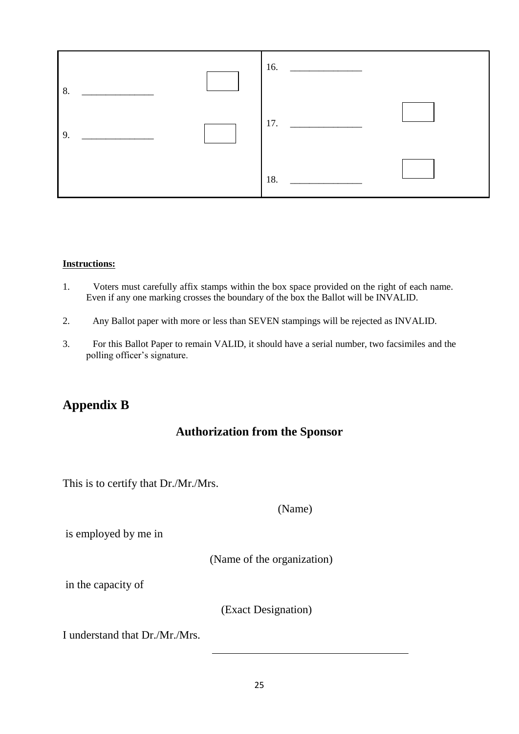| | |
|---|---|
| 8. _______________ ☐ | 16. _______________ |
| 9. _______________ ☐ | 17. _______________ ☐ |
| | 18. _______________ ☐ |

**Instructions:**

1. Voters must carefully affix stamps within the box space provided on the right of each name. Even if any one marking crosses the boundary of the box the Ballot will be INVALID.

2. Any Ballot paper with more or less than SEVEN stampings will be rejected as INVALID.

3. For this Ballot Paper to remain VALID, it should have a serial number, two facsimiles and the polling officer's signature.

## Appendix B

### Authorization from the Sponsor

This is to certify that Dr./Mr./Mrs.

(Name)

is employed by me in

(Name of the organization)

in the capacity of

(Exact Designation)

I understand that Dr./Mr./Mrs. ____________________________________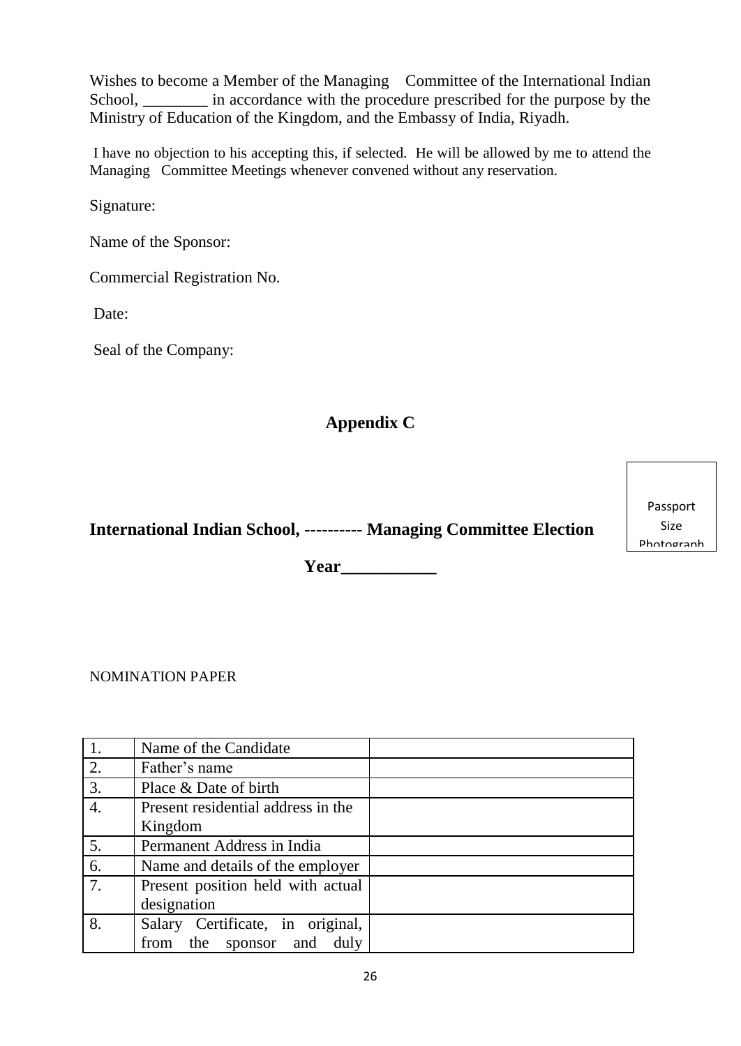Wishes to become a Member of the Managing Committee of the International Indian School, ________ in accordance with the procedure prescribed for the purpose by the Ministry of Education of the Kingdom, and the Embassy of India, Riyadh.

I have no objection to his accepting this, if selected. He will be allowed by me to attend the Managing Committee Meetings whenever convened without any reservation.

Signature:

Name of the Sponsor:

Commercial Registration No.

Date:

Seal of the Company:

## Appendix C

Passport Size Photograph

**International Indian School, ---------- Managing Committee Election**

**Year___________**

NOMINATION PAPER

| | | |
|---|---|---|
| 1. | Name of the Candidate | |
| 2. | Father's name | |
| 3. | Place & Date of birth | |
| 4. | Present residential address in the Kingdom | |
| 5. | Permanent Address in India | |
| 6. | Name and details of the employer | |
| 7. | Present position held with actual designation | |
| 8. | Salary Certificate, in original, from the sponsor and duly | |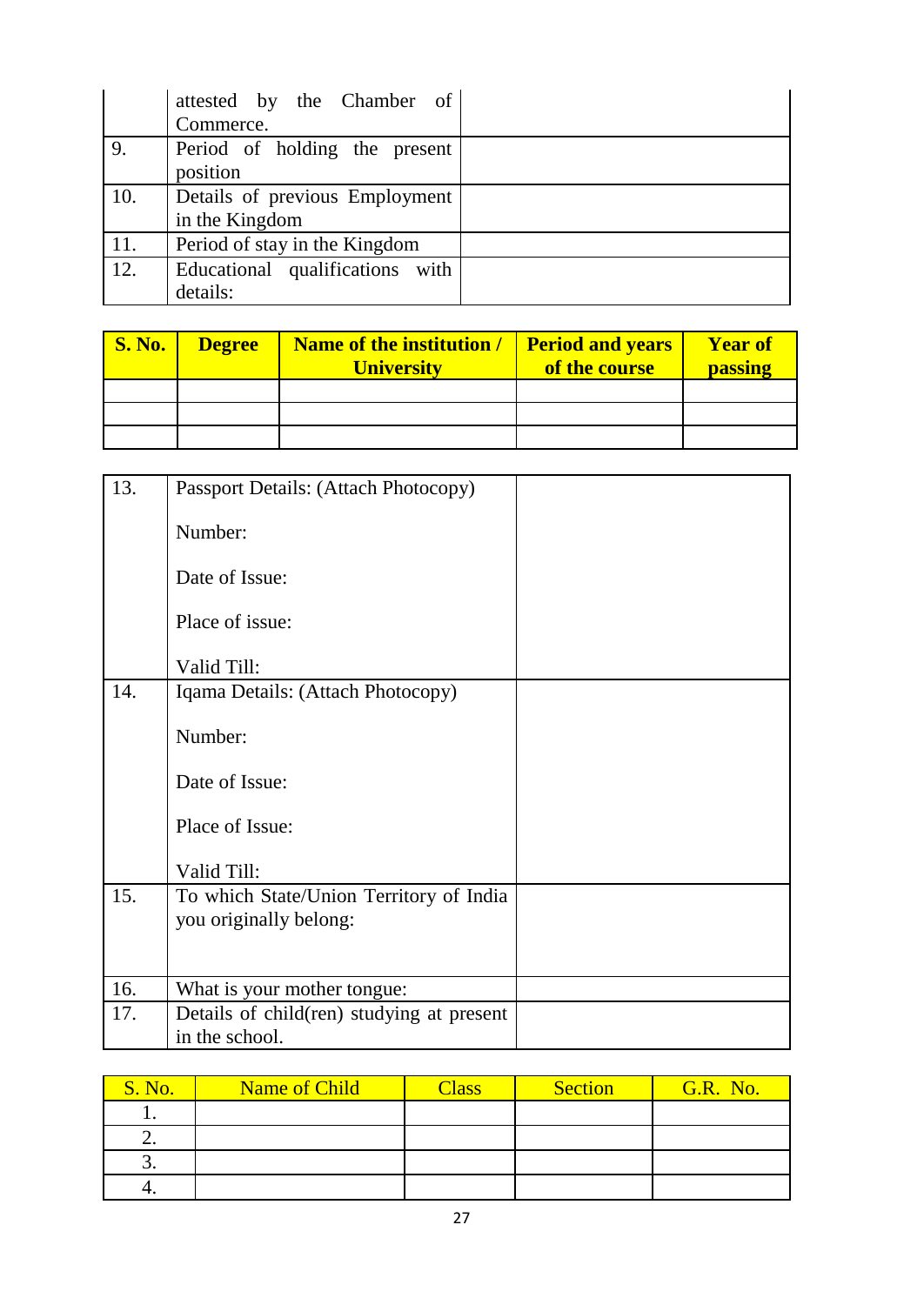| | | |
|---|---|---|
| | attested by the Chamber of Commerce. | |
| 9. | Period of holding the present position | |
| 10. | Details of previous Employment in the Kingdom | |
| 11. | Period of stay in the Kingdom | |
| 12. | Educational qualifications with details: | |

| **S. No.** | **Degree** | **Name of the institution / University** | **Period and years of the course** | **Year of passing** |
|---|---|---|---|---|
| | | | | |
| | | | | |
| | | | | |

| | | |
|---|---|---|
| 13. | Passport Details: (Attach Photocopy)<br><br>Number:<br><br>Date of Issue:<br><br>Place of issue:<br><br>Valid Till: | |
| 14. | Iqama Details: (Attach Photocopy)<br><br>Number:<br><br>Date of Issue:<br><br>Place of Issue:<br><br>Valid Till: | |
| 15. | To which State/Union Territory of India you originally belong: | |
| 16. | What is your mother tongue: | |
| 17. | Details of child(ren) studying at present in the school. | |

| S. No. | Name of Child | Class | Section | G.R. No. |
|---|---|---|---|---|
| 1. | | | | |
| 2. | | | | |
| 3. | | | | |
| 4. | | | | |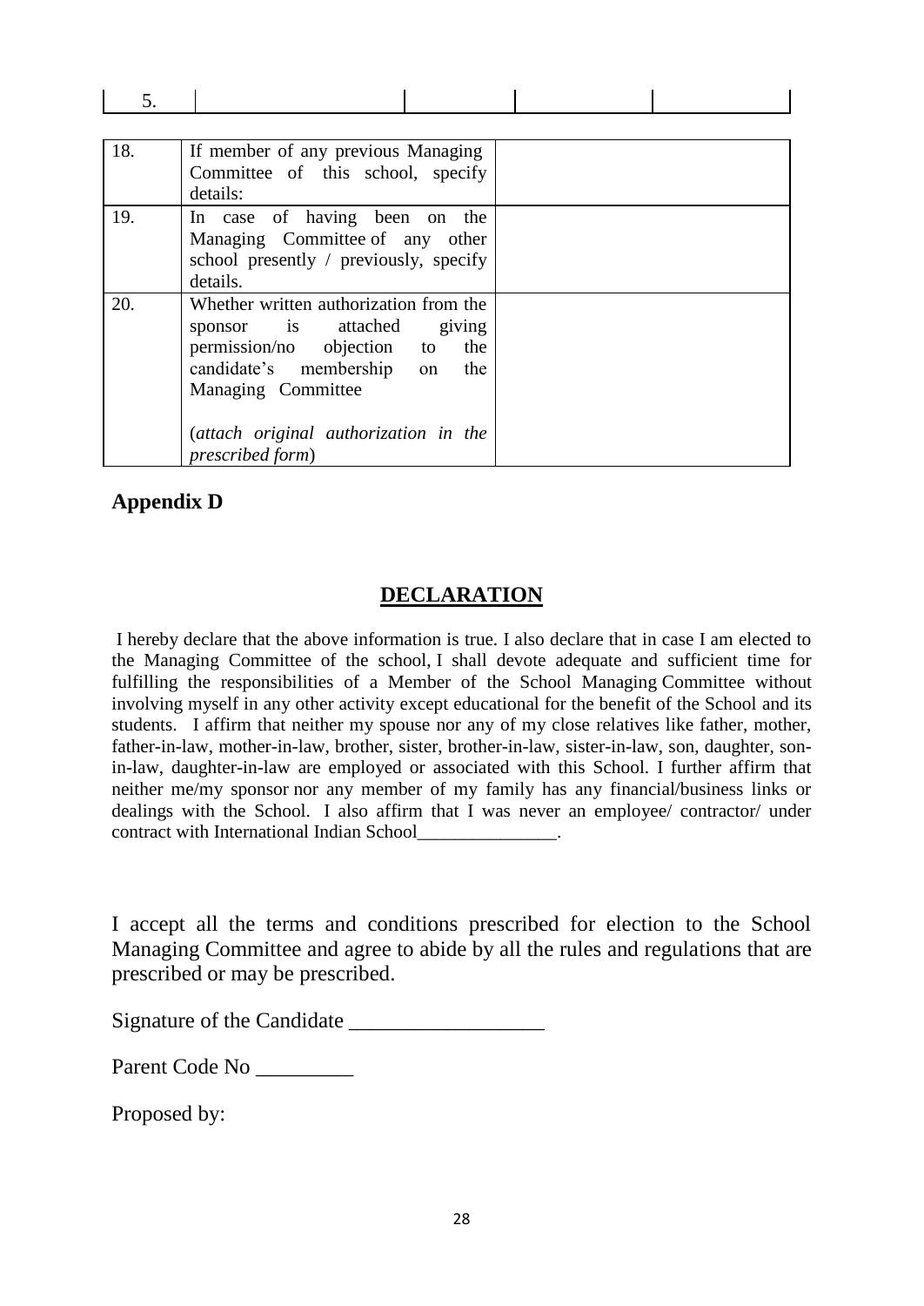| 5. | | | | |
|---|---|---|---|---|

| | | |
|---|---|---|
| 18. | If member of any previous Managing Committee of this school, specify details: | |
| 19. | In case of having been on the Managing Committee of any other school presently / previously, specify details. | |
| 20. | Whether written authorization from the sponsor is attached giving permission/no objection to the candidate's membership on the Managing Committee<br><br>(*attach original authorization in the prescribed form*) | |

## Appendix D

## DECLARATION

I hereby declare that the above information is true. I also declare that in case I am elected to the Managing Committee of the school, I shall devote adequate and sufficient time for fulfilling the responsibilities of a Member of the School Managing Committee without involving myself in any other activity except educational for the benefit of the School and its students. I affirm that neither my spouse nor any of my close relatives like father, mother, father-in-law, mother-in-law, brother, sister, brother-in-law, sister-in-law, son, daughter, son-in-law, daughter-in-law are employed or associated with this School. I further affirm that neither me/my sponsor nor any member of my family has any financial/business links or dealings with the School. I also affirm that I was never an employee/ contractor/ under contract with International Indian School_______________.

I accept all the terms and conditions prescribed for election to the School Managing Committee and agree to abide by all the rules and regulations that are prescribed or may be prescribed.

Signature of the Candidate __________________

Parent Code No _________

Proposed by: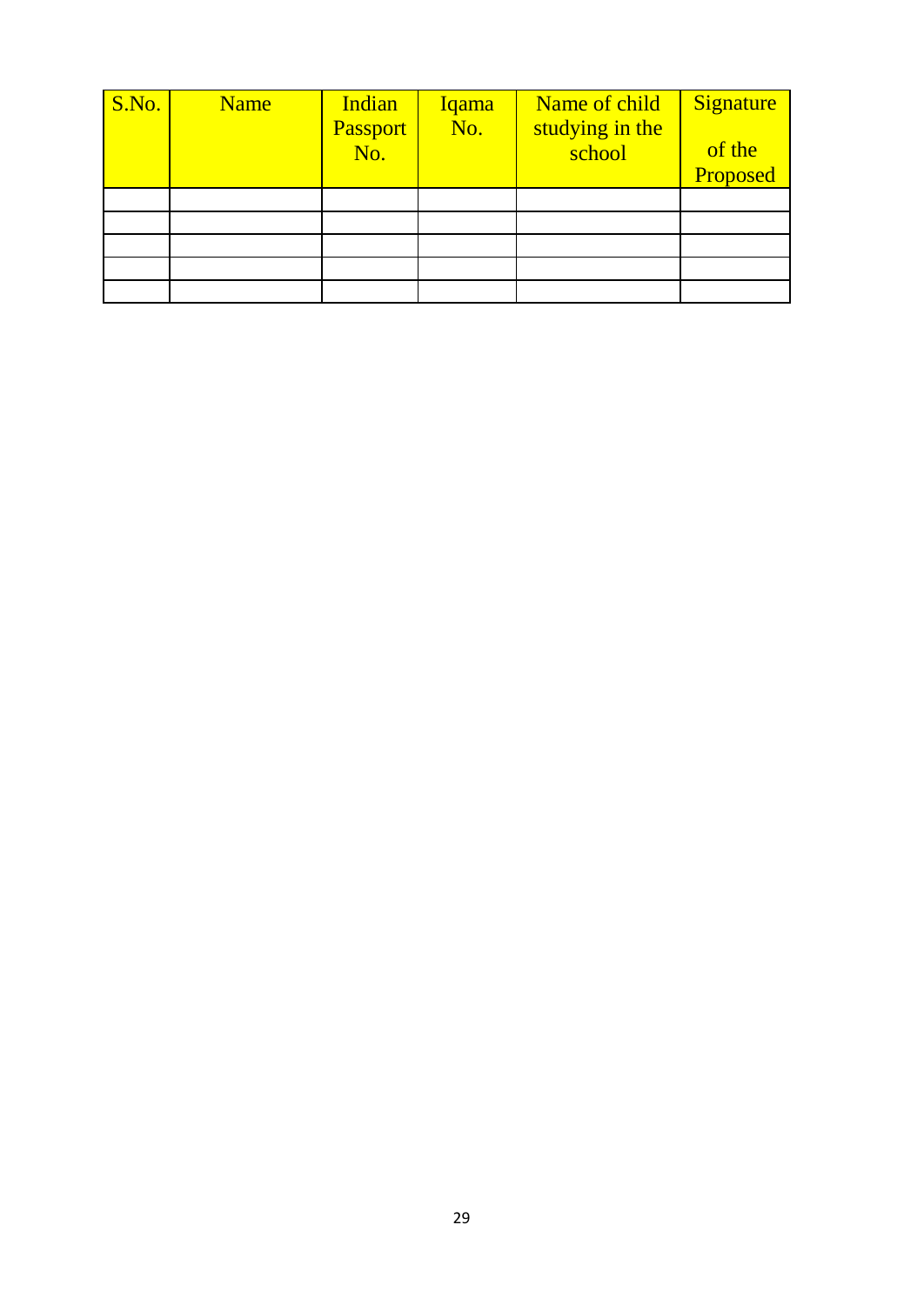| S.No. | Name | Indian Passport No. | Iqama No. | Name of child studying in the school | Signature of the Proposed |
|---|---|---|---|---|---|
| | | | | | |
| | | | | | |
| | | | | | |
| | | | | | |
| | | | | | |